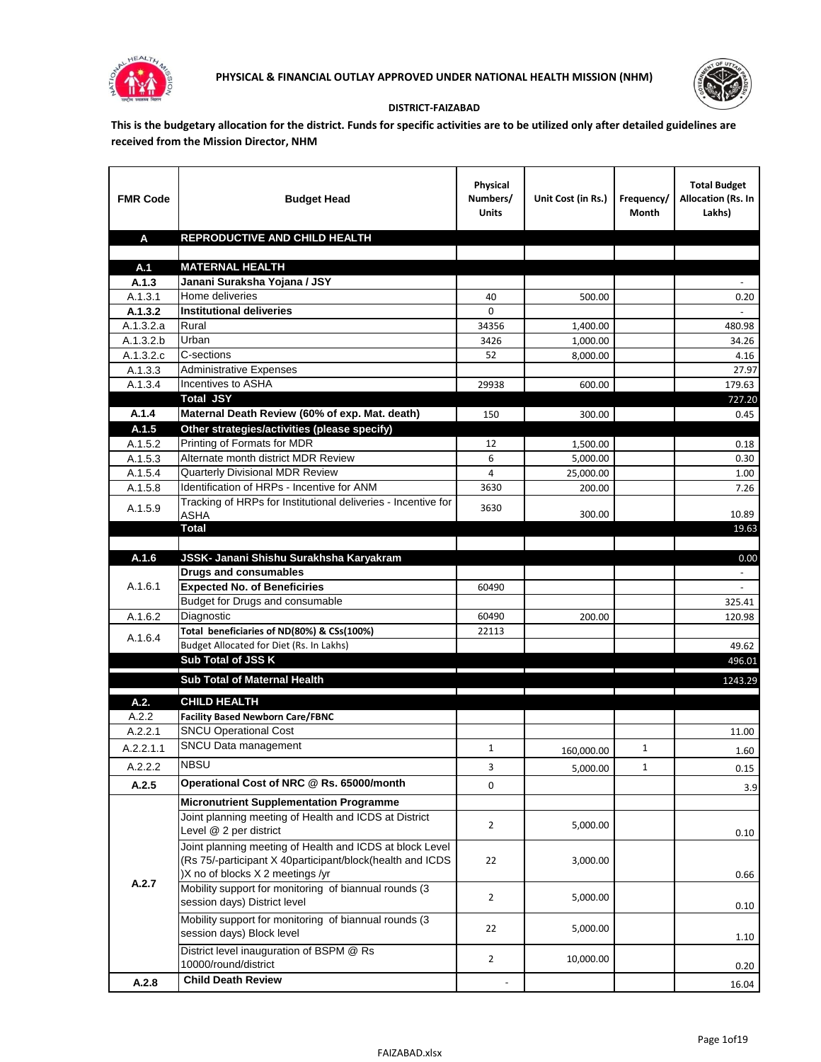# PHYSICAL & FINANCIAL OUTLAY APPROVED UNDER NATIONAL HEALTH MISSION (NHM)

**DISTRICT-FAIZABAD**

**This is the budgetary allocation for the district. Funds for specific activities are to be utilized only after detailed guidelines are received from the Mission Director, NHM**

| FMR Code | Budget Head | Physical Numbers/ Units | Unit Cost (in Rs.) | Frequency/ Month | Total Budget Allocation (Rs. In Lakhs) |
|---|---|---|---|---|---|
| **A** | **REPRODUCTIVE AND CHILD HEALTH** | | | | |
| | | | | | |
| **A.1** | **MATERNAL HEALTH** | | | | |
| **A.1.3** | **Janani Suraksha Yojana / JSY** | | | | - |
| A.1.3.1 | Home deliveries | 40 | 500.00 | | 0.20 |
| **A.1.3.2** | **Institutional deliveries** | 0 | | | - |
| A.1.3.2.a | Rural | 34356 | 1,400.00 | | 480.98 |
| A.1.3.2.b | Urban | 3426 | 1,000.00 | | 34.26 |
| A.1.3.2.c | C-sections | 52 | 8,000.00 | | 4.16 |
| A.1.3.3 | Administrative Expenses | | | | 27.97 |
| A.1.3.4 | Incentives to ASHA | 29938 | 600.00 | | 179.63 |
| | **Total JSY** | | | | 727.20 |
| **A.1.4** | **Maternal Death Review (60% of exp. Mat. death)** | 150 | 300.00 | | 0.45 |
| **A.1.5** | **Other strategies/activities (please specify)** | | | | |
| A.1.5.2 | Printing of Formats for MDR | 12 | 1,500.00 | | 0.18 |
| A.1.5.3 | Alternate month district MDR Review | 6 | 5,000.00 | | 0.30 |
| A.1.5.4 | Quarterly Divisional MDR Review | 4 | 25,000.00 | | 1.00 |
| A.1.5.8 | Identification of HRPs - Incentive for ANM | 3630 | 200.00 | | 7.26 |
| A.1.5.9 | Tracking of HRPs for Institutional deliveries - Incentive for ASHA | 3630 | 300.00 | | 10.89 |
| | **Total** | | | | 19.63 |
| | | | | | |
| **A.1.6** | **JSSK- Janani Shishu Surakhsha Karyakram** | | | | 0.00 |
| A.1.6.1 | **Drugs and consumables** | | | | - |
| | **Expected No. of Beneficiries** | 60490 | | | - |
| | Budget for Drugs and consumable | | | | 325.41 |
| A.1.6.2 | Diagnostic | 60490 | 200.00 | | 120.98 |
| A.1.6.4 | Total beneficiaries of ND(80%) & CSs(100%) | 22113 | | | |
| | Budget Allocated for Diet (Rs. In Lakhs) | | | | 49.62 |
| | **Sub Total of JSS K** | | | | 496.01 |
| | **Sub Total of Maternal Health** | | | | 1243.29 |
| **A.2.** | **CHILD HEALTH** | | | | |
| A.2.2 | **Facility Based Newborn Care/FBNC** | | | | |
| A.2.2.1 | SNCU Operational Cost | | | | 11.00 |
| A.2.2.1.1 | SNCU Data management | 1 | 160,000.00 | 1 | 1.60 |
| A.2.2.2 | NBSU | 3 | 5,000.00 | 1 | 0.15 |
| **A.2.5** | **Operational Cost of NRC @ Rs. 65000/month** | 0 | | | 3.9 |
| A.2.7 | **Micronutrient Supplementation Programme** | | | | |
| | Joint planning meeting of Health and ICDS at District Level @ 2 per district | 2 | 5,000.00 | | 0.10 |
| | Joint planning meeting of Health and ICDS at block Level (Rs 75/-participant X 40participant/block(health and ICDS )X no of blocks X 2 meetings /yr | 22 | 3,000.00 | | 0.66 |
| | Mobility support for monitoring of biannual rounds (3 session days) District level | 2 | 5,000.00 | | 0.10 |
| | Mobility support for monitoring of biannual rounds (3 session days) Block level | 22 | 5,000.00 | | 1.10 |
| | District level inauguration of BSPM @ Rs 10000/round/district | 2 | 10,000.00 | | 0.20 |
| **A.2.8** | **Child Death Review** | - | | | 16.04 |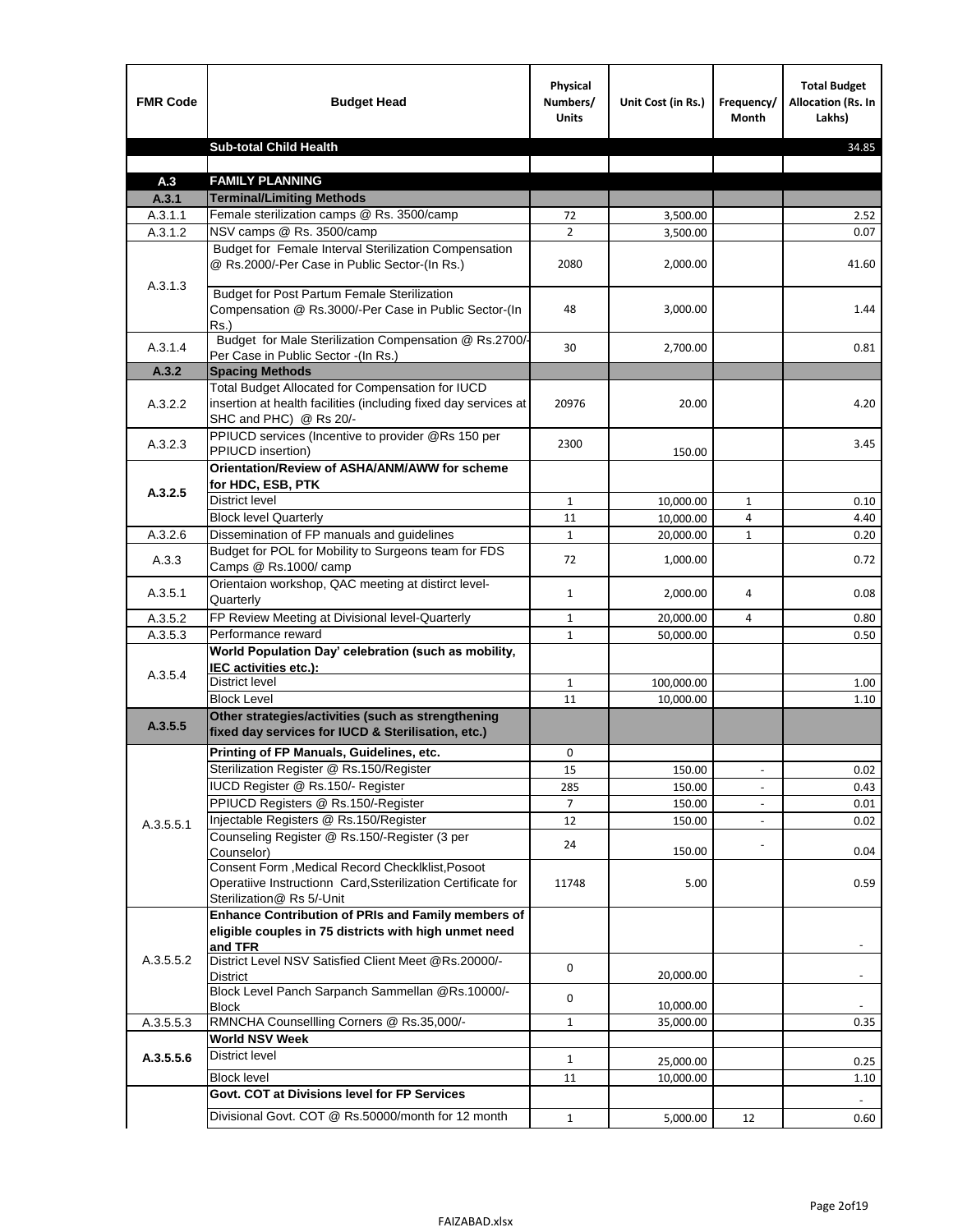| FMR Code | Budget Head | Physical Numbers/ Units | Unit Cost (in Rs.) | Frequency/ Month | Total Budget Allocation (Rs. In Lakhs) |
|---|---|---|---|---|---|
| | **Sub-total Child Health** | | | | 34.85 |
| | | | | | |
| **A.3** | **FAMILY PLANNING** | | | | |
| **A.3.1** | **Terminal/Limiting Methods** | | | | |
| A.3.1.1 | Female sterilization camps @ Rs. 3500/camp | 72 | 3,500.00 | | 2.52 |
| A.3.1.2 | NSV camps @ Rs. 3500/camp | 2 | 3,500.00 | | 0.07 |
| A.3.1.3 | Budget for Female Interval Sterilization Compensation @ Rs.2000/-Per Case in Public Sector-(In Rs.) | 2080 | 2,000.00 | | 41.60 |
| | Budget for Post Partum Female Sterilization Compensation @ Rs.3000/-Per Case in Public Sector-(In Rs.) | 48 | 3,000.00 | | 1.44 |
| A.3.1.4 | Budget for Male Sterilization Compensation @ Rs.2700/-Per Case in Public Sector -(In Rs.) | 30 | 2,700.00 | | 0.81 |
| **A.3.2** | **Spacing Methods** | | | | |
| A.3.2.2 | Total Budget Allocated for Compensation for IUCD insertion at health facilities (including fixed day services at SHC and PHC) @ Rs 20/- | 20976 | 20.00 | | 4.20 |
| A.3.2.3 | PPIUCD services (Incentive to provider @Rs 150 per PPIUCD insertion) | 2300 | 150.00 | | 3.45 |
| **A.3.2.5** | **Orientation/Review of ASHA/ANM/AWW for scheme for HDC, ESB, PTK** | | | | |
| | District level | 1 | 10,000.00 | 1 | 0.10 |
| | Block level Quarterly | 11 | 10,000.00 | 4 | 4.40 |
| A.3.2.6 | Dissemination of FP manuals and guidelines | 1 | 20,000.00 | 1 | 0.20 |
| A.3.3 | Budget for POL for Mobility to Surgeons team for FDS Camps @ Rs.1000/ camp | 72 | 1,000.00 | | 0.72 |
| A.3.5.1 | Orientaion workshop, QAC meeting at distirct level-Quarterly | 1 | 2,000.00 | 4 | 0.08 |
| A.3.5.2 | FP Review Meeting at Divisional level-Quarterly | 1 | 20,000.00 | 4 | 0.80 |
| A.3.5.3 | Performance reward | 1 | 50,000.00 | | 0.50 |
| A.3.5.4 | **World Population Day' celebration (such as mobility, IEC activities etc.):** | | | | |
| | District level | 1 | 100,000.00 | | 1.00 |
| | Block Level | 11 | 10,000.00 | | 1.10 |
| **A.3.5.5** | **Other strategies/activities (such as strengthening fixed day services for IUCD & Sterilisation, etc.)** | | | | |
| A.3.5.5.1 | **Printing of FP Manuals, Guidelines, etc.** | 0 | | | |
| | Sterilization Register @ Rs.150/Register | 15 | 150.00 | - | 0.02 |
| | IUCD Register @ Rs.150/- Register | 285 | 150.00 | - | 0.43 |
| | PPIUCD Registers @ Rs.150/-Register | 7 | 150.00 | - | 0.01 |
| | Injectable Registers @ Rs.150/Register | 12 | 150.00 | - | 0.02 |
| | Counseling Register @ Rs.150/-Register (3 per Counselor) | 24 | 150.00 | - | 0.04 |
| | Consent Form ,Medical Record Checklklist,Posoot Operatiive Instructionn Card,Ssterilization Certificate for Sterilization@ Rs 5/-Unit | 11748 | 5.00 | | 0.59 |
| A.3.5.5.2 | **Enhance Contribution of PRIs and Family members of eligible couples in 75 districts with high unmet need and TFR** | | | | - |
| | District Level NSV Satisfied Client Meet @Rs.20000/-District | 0 | 20,000.00 | | - |
| | Block Level Panch Sarpanch Sammellan @Rs.10000/-Block | 0 | 10,000.00 | | - |
| A.3.5.5.3 | RMNCHA Counsellling Corners @ Rs.35,000/- | 1 | 35,000.00 | | 0.35 |
| **A.3.5.5.6** | **World NSV Week** | | | | |
| | District level | 1 | 25,000.00 | | 0.25 |
| | Block level | 11 | 10,000.00 | | 1.10 |
| | **Govt. COT at Divisions level for FP Services** | | | | - |
| | Divisional Govt. COT @ Rs.50000/month for 12 month | 1 | 5,000.00 | 12 | 0.60 |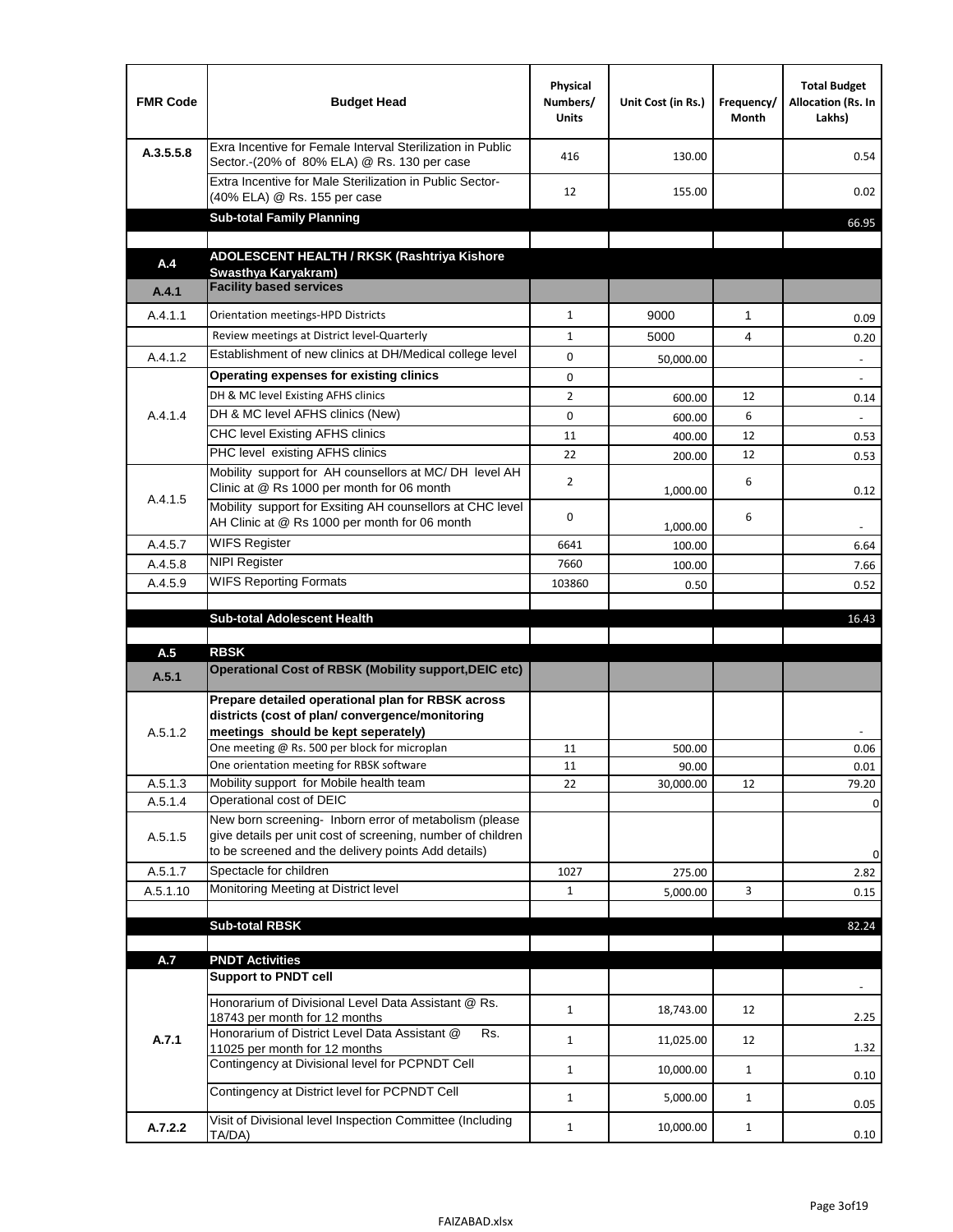| FMR Code | Budget Head | Physical Numbers/ Units | Unit Cost (in Rs.) | Frequency/ Month | Total Budget Allocation (Rs. In Lakhs) |
|---|---|---|---|---|---|
| A.3.5.5.8 | Exra Incentive for Female Interval Sterilization in Public Sector.-(20% of 80% ELA) @ Rs. 130 per case | 416 | 130.00 | | 0.54 |
| | Extra Incentive for Male Sterilization in Public Sector-(40% ELA) @ Rs. 155 per case | 12 | 155.00 | | 0.02 |
| | **Sub-total Family Planning** | | | | 66.95 |
| | | | | | |
| **A.4** | **ADOLESCENT HEALTH / RKSK (Rashtriya Kishore Swasthya Karyakram)** | | | | |
| **A.4.1** | **Facility based services** | | | | |
| A.4.1.1 | Orientation meetings-HPD Districts | 1 | 9000 | 1 | 0.09 |
| | Review meetings at District level-Quarterly | 1 | 5000 | 4 | 0.20 |
| A.4.1.2 | Establishment of new clinics at DH/Medical college level | 0 | 50,000.00 | | - |
| A.4.1.4 | **Operating expenses for existing clinics** | 0 | | | - |
| | DH & MC level Existing AFHS clinics | 2 | 600.00 | 12 | 0.14 |
| | DH & MC level AFHS clinics (New) | 0 | 600.00 | 6 | - |
| | CHC level Existing AFHS clinics | 11 | 400.00 | 12 | 0.53 |
| | PHC level existing AFHS clinics | 22 | 200.00 | 12 | 0.53 |
| A.4.1.5 | Mobility support for AH counsellors at MC/ DH level AH Clinic at @ Rs 1000 per month for 06 month | 2 | 1,000.00 | 6 | 0.12 |
| | Mobility support for Exsiting AH counsellors at CHC level AH Clinic at @ Rs 1000 per month for 06 month | 0 | 1,000.00 | 6 | - |
| A.4.5.7 | WIFS Register | 6641 | 100.00 | | 6.64 |
| A.4.5.8 | NIPI Register | 7660 | 100.00 | | 7.66 |
| A.4.5.9 | WIFS Reporting Formats | 103860 | 0.50 | | 0.52 |
| | | | | | |
| | **Sub-total Adolescent Health** | | | | 16.43 |
| | | | | | |
| **A.5** | **RBSK** | | | | |
| **A.5.1** | **Operational Cost of RBSK (Mobility support,DEIC etc)** | | | | |
| A.5.1.2 | **Prepare detailed operational plan for RBSK across districts (cost of plan/ convergence/monitoring meetings should be kept seperately)** | | | | - |
| | One meeting @ Rs. 500 per block for microplan | 11 | 500.00 | | 0.06 |
| | One orientation meeting for RBSK software | 11 | 90.00 | | 0.01 |
| A.5.1.3 | Mobility support for Mobile health team | 22 | 30,000.00 | 12 | 79.20 |
| A.5.1.4 | Operational cost of DEIC | | | | 0 |
| A.5.1.5 | New born screening- Inborn error of metabolism (please give details per unit cost of screening, number of children to be screened and the delivery points Add details) | | | | 0 |
| A.5.1.7 | Spectacle for children | 1027 | 275.00 | | 2.82 |
| A.5.1.10 | Monitoring Meeting at District level | 1 | 5,000.00 | 3 | 0.15 |
| | | | | | |
| | **Sub-total RBSK** | | | | 82.24 |
| | | | | | |
| **A.7** | **PNDT Activities** | | | | |
| **A.7.1** | **Support to PNDT cell** | | | | - |
| | Honorarium of Divisional Level Data Assistant @ Rs. 18743 per month for 12 months | 1 | 18,743.00 | 12 | 2.25 |
| | Honorarium of District Level Data Assistant @ Rs. 11025 per month for 12 months | 1 | 11,025.00 | 12 | 1.32 |
| | Contingency at Divisional level for PCPNDT Cell | 1 | 10,000.00 | 1 | 0.10 |
| | Contingency at District level for PCPNDT Cell | 1 | 5,000.00 | 1 | 0.05 |
| **A.7.2.2** | Visit of Divisional level Inspection Committee (Including TA/DA) | 1 | 10,000.00 | 1 | 0.10 |

FAIZABAD.xlsx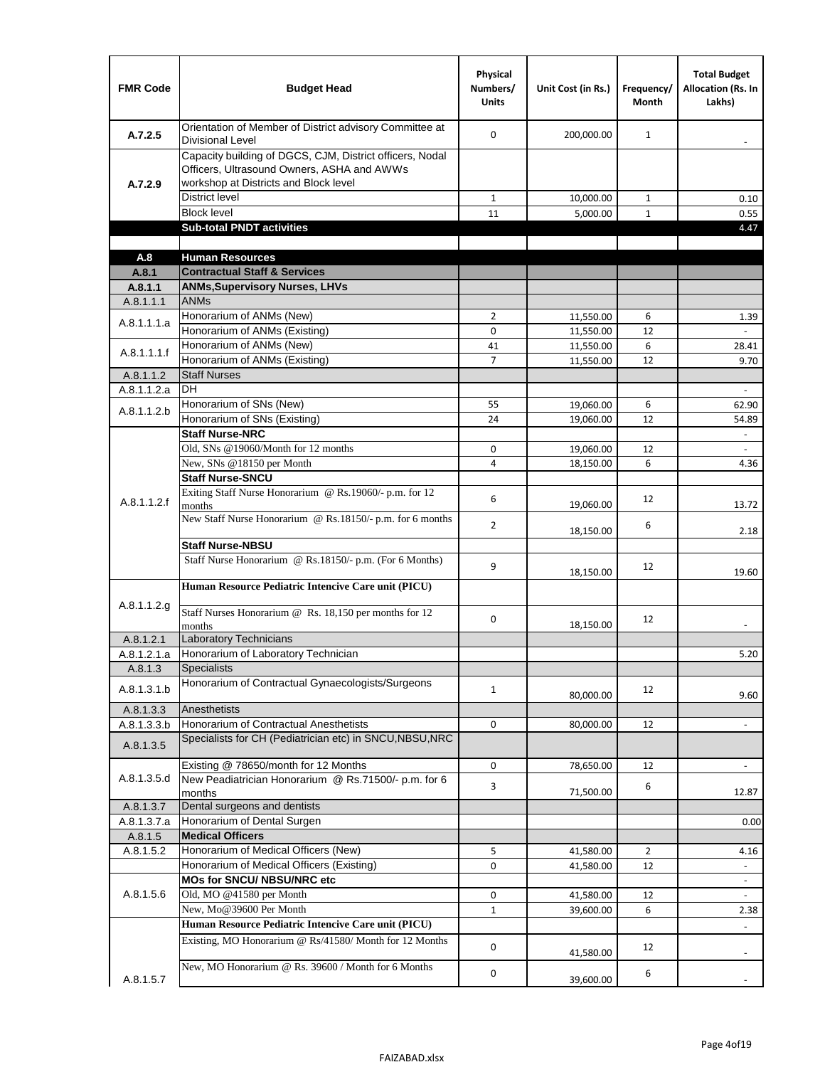| FMR Code | Budget Head | Physical Numbers/ Units | Unit Cost (in Rs.) | Frequency/ Month | Total Budget Allocation (Rs. In Lakhs) |
|---|---|---|---|---|---|
| A.7.2.5 | Orientation of Member of District advisory Committee at Divisional Level | 0 | 200,000.00 | 1 | - |
| A.7.2.9 | Capacity building of DGCS, CJM, District officers, Nodal Officers, Ultrasound Owners, ASHA and AWWs workshop at Districts and Block level | | | | |
| | District level | 1 | 10,000.00 | 1 | 0.10 |
| | Block level | 11 | 5,000.00 | 1 | 0.55 |
| | **Sub-total PNDT activities** | | | | 4.47 |
| | | | | | |
| **A.8** | **Human Resources** | | | | |
| **A.8.1** | **Contractual Staff & Services** | | | | |
| **A.8.1.1** | **ANMs,Supervisory Nurses, LHVs** | | | | |
| A.8.1.1.1 | ANMs | | | | |
| A.8.1.1.1.a | Honorarium of ANMs (New) | 2 | 11,550.00 | 6 | 1.39 |
| | Honorarium of ANMs (Existing) | 0 | 11,550.00 | 12 | - |
| A.8.1.1.1.f | Honorarium of ANMs (New) | 41 | 11,550.00 | 6 | 28.41 |
| | Honorarium of ANMs (Existing) | 7 | 11,550.00 | 12 | 9.70 |
| A.8.1.1.2 | Staff Nurses | | | | |
| A.8.1.1.2.a | DH | | | | - |
| A.8.1.1.2.b | Honorarium of SNs (New) | 55 | 19,060.00 | 6 | 62.90 |
| | Honorarium of SNs (Existing) | 24 | 19,060.00 | 12 | 54.89 |
| A.8.1.1.2.f | **Staff Nurse-NRC** | | | | - |
| | Old, SNs @19060/Month for 12 months | 0 | 19,060.00 | 12 | - |
| | New, SNs @18150 per Month | 4 | 18,150.00 | 6 | 4.36 |
| | **Staff Nurse-SNCU** | | | | |
| | Exiting Staff Nurse Honorarium @ Rs.19060/- p.m. for 12 months | 6 | 19,060.00 | 12 | 13.72 |
| | New Staff Nurse Honorarium @ Rs.18150/- p.m. for 6 months | 2 | 18,150.00 | 6 | 2.18 |
| | **Staff Nurse-NBSU** | | | | |
| | Staff Nurse Honorarium @ Rs.18150/- p.m. (For 6 Months) | 9 | 18,150.00 | 12 | 19.60 |
| A.8.1.1.2.g | **Human Resource Pediatric Intencive Care unit (PICU)** | | | | |
| | Staff Nurses Honorarium @ Rs. 18,150 per months for 12 months | 0 | 18,150.00 | 12 | - |
| A.8.1.2.1 | Laboratory Technicians | | | | |
| A.8.1.2.1.a | Honorarium of Laboratory Technician | | | | 5.20 |
| A.8.1.3 | Specialists | | | | |
| A.8.1.3.1.b | Honorarium of Contractual Gynaecologists/Surgeons | 1 | 80,000.00 | 12 | 9.60 |
| A.8.1.3.3 | Anesthetists | | | | |
| A.8.1.3.3.b | Honorarium of Contractual Anesthetists | 0 | 80,000.00 | 12 | - |
| A.8.1.3.5 | Specialists for CH (Pediatrician etc) in SNCU,NBSU,NRC | | | | |
| A.8.1.3.5.d | Existing @ 78650/month for 12 Months | 0 | 78,650.00 | 12 | - |
| | New Peadiatrician Honorarium @ Rs.71500/- p.m. for 6 months | 3 | 71,500.00 | 6 | 12.87 |
| A.8.1.3.7 | Dental surgeons and dentists | | | | |
| A.8.1.3.7.a | Honorarium of Dental Surgen | | | | 0.00 |
| A.8.1.5 | **Medical Officers** | | | | |
| A.8.1.5.2 | Honorarium of Medical Officers (New) | 5 | 41,580.00 | 2 | 4.16 |
| | Honorarium of Medical Officers (Existing) | 0 | 41,580.00 | 12 | - |
| A.8.1.5.6 | **MOs for SNCU/ NBSU/NRC etc** | | | | - |
| | Old, MO @41580 per Month | 0 | 41,580.00 | 12 | - |
| | New, Mo@39600 Per Month | 1 | 39,600.00 | 6 | 2.38 |
| A.8.1.5.7 | **Human Resource Pediatric Intencive Care unit (PICU)** | | | | - |
| | Existing, MO Honorarium @ Rs/41580/ Month for 12 Months | 0 | 41,580.00 | 12 | - |
| | New, MO Honorarium @ Rs. 39600 / Month for 6 Months | 0 | 39,600.00 | 6 | - |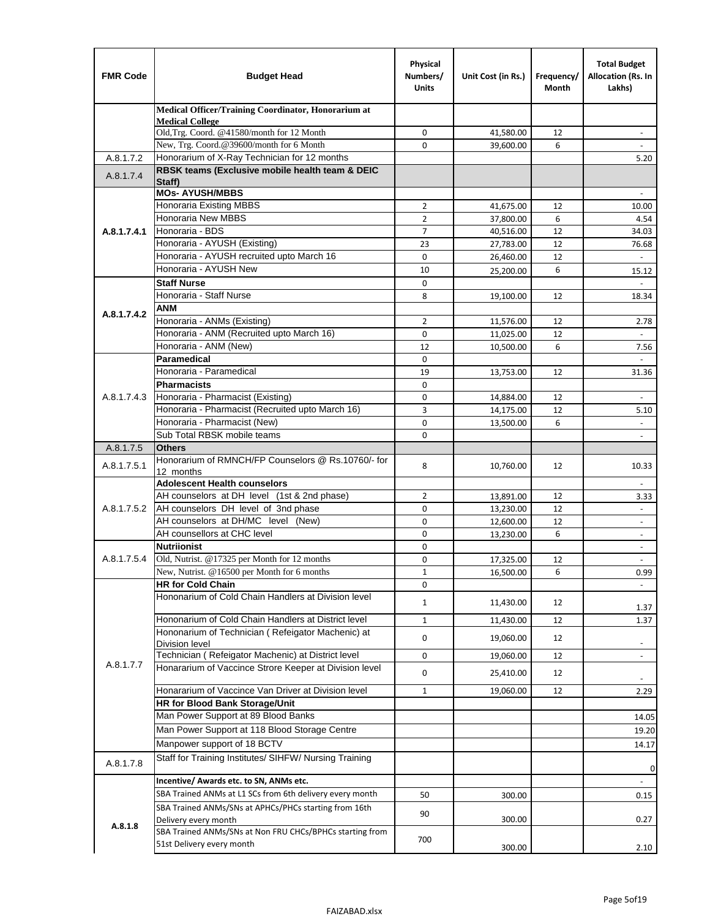| FMR Code | Budget Head | Physical Numbers/ Units | Unit Cost (in Rs.) | Frequency/ Month | Total Budget Allocation (Rs. In Lakhs) |
|---|---|---|---|---|---|
| | **Medical Officer/Training Coordinator, Honorarium at Medical College** | | | | |
| | Old,Trg. Coord. @41580/month for 12 Month | 0 | 41,580.00 | 12 | - |
| | New, Trg. Coord.@39600/month for 6 Month | 0 | 39,600.00 | 6 | - |
| A.8.1.7.2 | Honorarium of X-Ray Technician for 12 months | | | | 5.20 |
| A.8.1.7.4 | **RBSK teams (Exclusive mobile health team & DEIC Staff)** | | | | |
| A.8.1.7.4.1 | **MOs- AYUSH/MBBS** | | | | - |
| | Honoraria Existing MBBS | 2 | 41,675.00 | 12 | 10.00 |
| | Honoraria New MBBS | 2 | 37,800.00 | 6 | 4.54 |
| | Honoraria - BDS | 7 | 40,516.00 | 12 | 34.03 |
| | Honoraria - AYUSH (Existing) | 23 | 27,783.00 | 12 | 76.68 |
| | Honoraria - AYUSH recruited upto March 16 | 0 | 26,460.00 | 12 | - |
| | Honoraria - AYUSH New | 10 | 25,200.00 | 6 | 15.12 |
| A.8.1.7.4.2 | **Staff Nurse** | 0 | | | - |
| | Honoraria - Staff Nurse | 8 | 19,100.00 | 12 | 18.34 |
| | **ANM** | | | | |
| | Honoraria - ANMs (Existing) | 2 | 11,576.00 | 12 | 2.78 |
| | Honoraria - ANM (Recruited upto March 16) | 0 | 11,025.00 | 12 | - |
| | Honoraria - ANM (New) | 12 | 10,500.00 | 6 | 7.56 |
| A.8.1.7.4.3 | **Paramedical** | 0 | | | - |
| | Honoraria - Paramedical | 19 | 13,753.00 | 12 | 31.36 |
| | **Pharmacists** | 0 | | | |
| | Honoraria - Pharmacist (Existing) | 0 | 14,884.00 | 12 | - |
| | Honoraria - Pharmacist (Recruited upto March 16) | 3 | 14,175.00 | 12 | 5.10 |
| | Honoraria - Pharmacist (New) | 0 | 13,500.00 | 6 | - |
| | Sub Total RBSK mobile teams | 0 | | | - |
| A.8.1.7.5 | **Others** | | | | |
| A.8.1.7.5.1 | Honorarium of RMNCH/FP Counselors @ Rs.10760/- for 12 months | 8 | 10,760.00 | 12 | 10.33 |
| A.8.1.7.5.2 | **Adolescent Health counselors** | | | | - |
| | AH counselors at DH level (1st & 2nd phase) | 2 | 13,891.00 | 12 | 3.33 |
| | AH counselors DH level of 3nd phase | 0 | 13,230.00 | 12 | - |
| | AH counselors at DH/MC level (New) | 0 | 12,600.00 | 12 | - |
| | AH counsellors at CHC level | 0 | 13,230.00 | 6 | - |
| A.8.1.7.5.4 | **Nutriionist** | 0 | | | - |
| | Old, Nutrist. @17325 per Month for 12 months | 0 | 17,325.00 | 12 | - |
| | New, Nutrist. @16500 per Month for 6 months | 1 | 16,500.00 | 6 | 0.99 |
| A.8.1.7.7 | **HR for Cold Chain** | 0 | | | - |
| | Hononarium of Cold Chain Handlers at Division level | 1 | 11,430.00 | 12 | 1.37 |
| | Hononarium of Cold Chain Handlers at District level | 1 | 11,430.00 | 12 | 1.37 |
| | Hononarium of Technician ( Refeigator Machenic) at Division level | 0 | 19,060.00 | 12 | - |
| | Technician ( Refeigator Machenic) at District level | 0 | 19,060.00 | 12 | - |
| | Honararium of Vaccince Strore Keeper at Division level | 0 | 25,410.00 | 12 | - |
| | Honararium of Vaccince Van Driver at Division level | 1 | 19,060.00 | 12 | 2.29 |
| | **HR for Blood Bank Storage/Unit** | | | | |
| | Man Power Support at 89 Blood Banks | | | | 14.05 |
| | Man Power Support at 118 Blood Storage Centre | | | | 19.20 |
| | Manpower support of 18 BCTV | | | | 14.17 |
| A.8.1.7.8 | Staff for Training Institutes/ SIHFW/ Nursing Training | | | | 0 |
| A.8.1.8 | **Incentive/ Awards etc. to SN, ANMs etc.** | | | | - |
| | SBA Trained ANMs at L1 SCs from 6th delivery every month | 50 | 300.00 | | 0.15 |
| | SBA Trained ANMs/SNs at APHCs/PHCs starting from 16th Delivery every month | 90 | 300.00 | | 0.27 |
| | SBA Trained ANMs/SNs at Non FRU CHCs/BPHCs starting from 51st Delivery every month | 700 | 300.00 | | 2.10 |

FAIZABAD.xlsx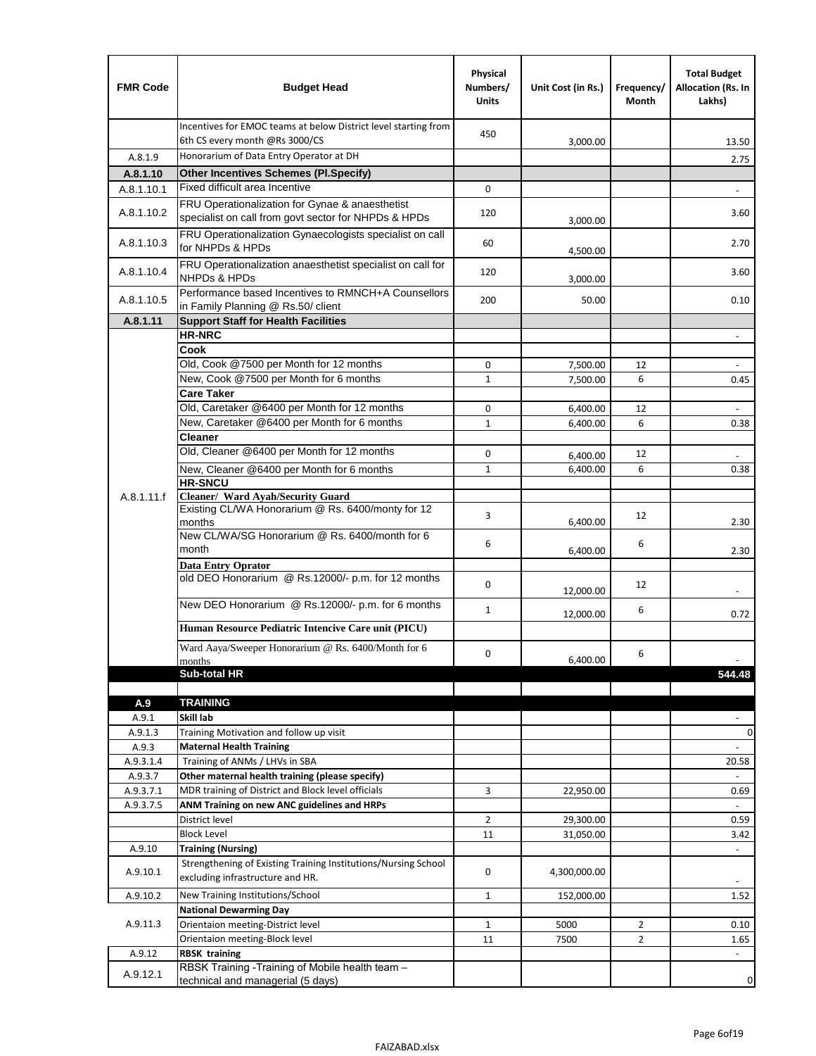| FMR Code | Budget Head | Physical Numbers/ Units | Unit Cost (in Rs.) | Frequency/ Month | Total Budget Allocation (Rs. In Lakhs) |
|---|---|---|---|---|---|
| | Incentives for EMOC teams at below District level starting from 6th CS every month @Rs 3000/CS | 450 | 3,000.00 | | 13.50 |
| A.8.1.9 | Honorarium of Data Entry Operator at DH | | | | 2.75 |
| **A.8.1.10** | **Other Incentives Schemes (Pl.Specify)** | | | | |
| A.8.1.10.1 | Fixed difficult area Incentive | 0 | | | - |
| A.8.1.10.2 | FRU Operationalization for Gynae & anaesthetist specialist on call from govt sector for NHPDs & HPDs | 120 | 3,000.00 | | 3.60 |
| A.8.1.10.3 | FRU Operationalization Gynaecologists specialist on call for NHPDs & HPDs | 60 | 4,500.00 | | 2.70 |
| A.8.1.10.4 | FRU Operationalization anaesthetist specialist on call for NHPDs & HPDs | 120 | 3,000.00 | | 3.60 |
| A.8.1.10.5 | Performance based Incentives to RMNCH+A Counsellors in Family Planning @ Rs.50/ client | 200 | 50.00 | | 0.10 |
| **A.8.1.11** | **Support Staff for Health Facilities** | | | | |
| A.8.1.11.f | **HR-NRC** | | | | - |
| | **Cook** | | | | |
| | Old, Cook @7500 per Month for 12 months | 0 | 7,500.00 | 12 | - |
| | New, Cook @7500 per Month for 6 months | 1 | 7,500.00 | 6 | 0.45 |
| | **Care Taker** | | | | |
| | Old, Caretaker @6400 per Month for 12 months | 0 | 6,400.00 | 12 | - |
| | New, Caretaker @6400 per Month for 6 months | 1 | 6,400.00 | 6 | 0.38 |
| | **Cleaner** | | | | |
| | Old, Cleaner @6400 per Month for 12 months | 0 | 6,400.00 | 12 | - |
| | New, Cleaner @6400 per Month for 6 months | 1 | 6,400.00 | 6 | 0.38 |
| | **HR-SNCU** | | | | |
| | **Cleaner/ Ward Ayah/Security Guard** | | | | |
| | Existing CL/WA Honorarium @ Rs. 6400/monty for 12 months | 3 | 6,400.00 | 12 | 2.30 |
| | New CL/WA/SG Honorarium @ Rs. 6400/month for 6 month | 6 | 6,400.00 | 6 | 2.30 |
| | **Data Entry Oprator** | | | | |
| | old DEO Honorarium @ Rs.12000/- p.m. for 12 months | 0 | 12,000.00 | 12 | - |
| | New DEO Honorarium @ Rs.12000/- p.m. for 6 months | 1 | 12,000.00 | 6 | 0.72 |
| | **Human Resource Pediatric Intencive Care unit (PICU)** | | | | |
| | Ward Aaya/Sweeper Honorarium @ Rs. 6400/Month for 6 months | 0 | 6,400.00 | 6 | - |
| | **Sub-total HR** | | | | **544.48** |
| | | | | | |
| **A.9** | **TRAINING** | | | | |
| A.9.1 | **Skill lab** | | | | - |
| A.9.1.3 | Training Motivation and follow up visit | | | | 0 |
| A.9.3 | **Maternal Health Training** | | | | - |
| A.9.3.1.4 | Training of ANMs / LHVs in SBA | | | | 20.58 |
| A.9.3.7 | **Other maternal health training (please specify)** | | | | - |
| A.9.3.7.1 | MDR training of District and Block level officials | 3 | 22,950.00 | | 0.69 |
| A.9.3.7.5 | **ANM Training on new ANC guidelines and HRPs** | | | | - |
| | District level | 2 | 29,300.00 | | 0.59 |
| | Block Level | 11 | 31,050.00 | | 3.42 |
| A.9.10 | **Training (Nursing)** | | | | - |
| A.9.10.1 | Strengthening of Existing Training Institutions/Nursing School excluding infrastructure and HR. | 0 | 4,300,000.00 | | - |
| A.9.10.2 | New Training Institutions/School | 1 | 152,000.00 | | 1.52 |
| A.9.11.3 | **National Dewarming Day** | | | | |
| | Orientaion meeting-District level | 1 | 5000 | 2 | 0.10 |
| | Orientaion meeting-Block level | 11 | 7500 | 2 | 1.65 |
| A.9.12 | **RBSK training** | | | | - |
| A.9.12.1 | RBSK Training -Training of Mobile health team – technical and managerial (5 days) | | | | 0 |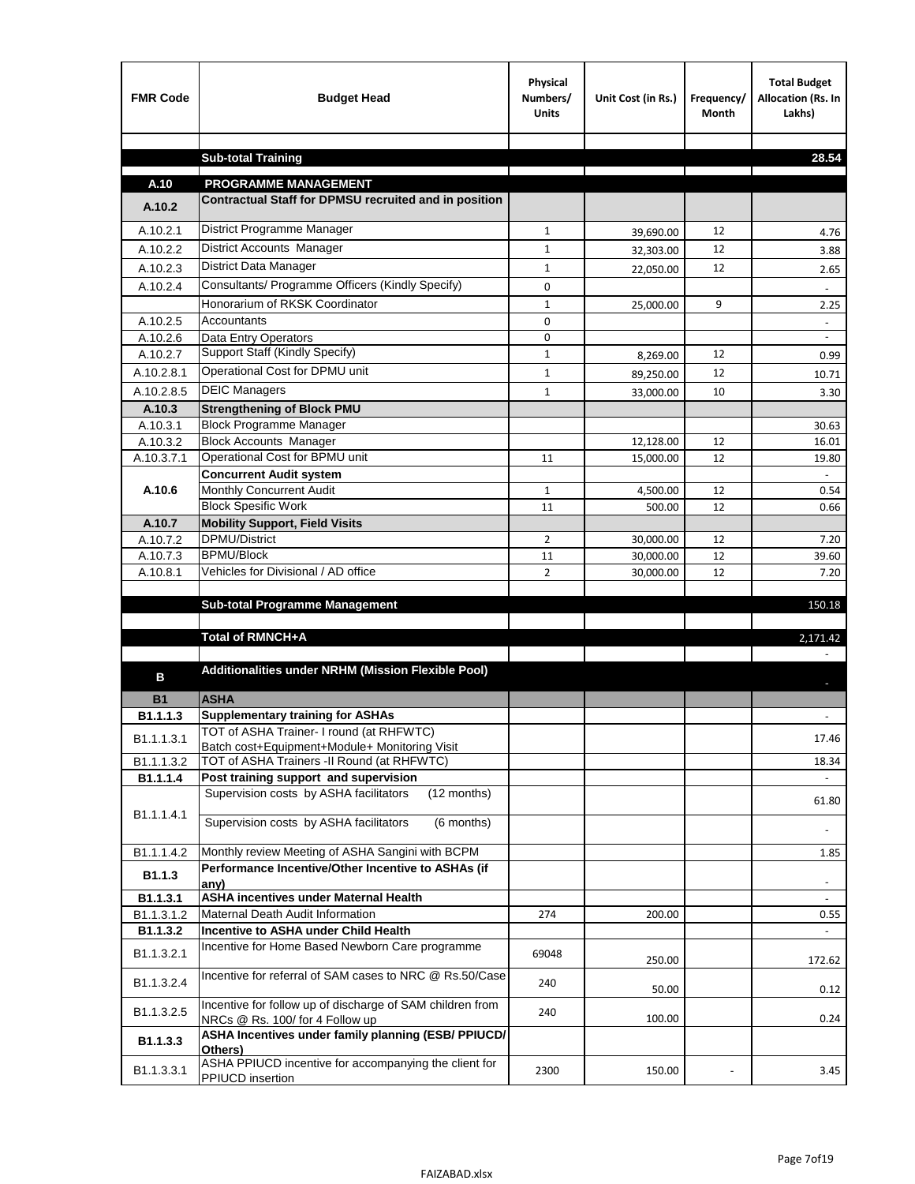| FMR Code | Budget Head | Physical Numbers/ Units | Unit Cost (in Rs.) | Frequency/ Month | Total Budget Allocation (Rs. In Lakhs) |
|---|---|---|---|---|---|
| | | | | | |
| | **Sub-total Training** | | | | **28.54** |
| | | | | | |
| **A.10** | **PROGRAMME MANAGEMENT** | | | | |
| **A.10.2** | **Contractual Staff for DPMSU recruited and in position** | | | | |
| A.10.2.1 | District Programme Manager | 1 | 39,690.00 | 12 | 4.76 |
| A.10.2.2 | District Accounts Manager | 1 | 32,303.00 | 12 | 3.88 |
| A.10.2.3 | District Data Manager | 1 | 22,050.00 | 12 | 2.65 |
| A.10.2.4 | Consultants/ Programme Officers (Kindly Specify) | 0 | | | - |
| | Honorarium of RKSK Coordinator | 1 | 25,000.00 | 9 | 2.25 |
| A.10.2.5 | Accountants | 0 | | | - |
| A.10.2.6 | Data Entry Operators | 0 | | | - |
| A.10.2.7 | Support Staff (Kindly Specify) | 1 | 8,269.00 | 12 | 0.99 |
| A.10.2.8.1 | Operational Cost for DPMU unit | 1 | 89,250.00 | 12 | 10.71 |
| A.10.2.8.5 | DEIC Managers | 1 | 33,000.00 | 10 | 3.30 |
| **A.10.3** | **Strengthening of Block PMU** | | | | |
| A.10.3.1 | Block Programme Manager | | | | 30.63 |
| A.10.3.2 | Block Accounts Manager | | 12,128.00 | 12 | 16.01 |
| A.10.3.7.1 | Operational Cost for BPMU unit | 11 | 15,000.00 | 12 | 19.80 |
| **A.10.6** | **Concurrent Audit system** | | | | - |
| | Monthly Concurrent Audit | 1 | 4,500.00 | 12 | 0.54 |
| | Block Spesific Work | 11 | 500.00 | 12 | 0.66 |
| **A.10.7** | **Mobility Support, Field Visits** | | | | |
| A.10.7.2 | DPMU/District | 2 | 30,000.00 | 12 | 7.20 |
| A.10.7.3 | BPMU/Block | 11 | 30,000.00 | 12 | 39.60 |
| A.10.8.1 | Vehicles for Divisional / AD office | 2 | 30,000.00 | 12 | 7.20 |
| | | | | | |
| | **Sub-total Programme Management** | | | | 150.18 |
| | | | | | |
| | **Total of RMNCH+A** | | | | 2,171.42 |
| | | | | | - |
| **B** | **Additionalities under NRHM (Mission Flexible Pool)** | | | | - |
| **B1** | **ASHA** | | | | |
| **B1.1.1.3** | **Supplementary training for ASHAs** | | | | - |
| B1.1.1.3.1 | TOT of ASHA Trainer- I round (at RHFWTC) Batch cost+Equipment+Module+ Monitoring Visit | | | | 17.46 |
| B1.1.1.3.2 | TOT of ASHA Trainers -II Round (at RHFWTC) | | | | 18.34 |
| **B1.1.1.4** | **Post training support and supervision** | | | | - |
| B1.1.1.4.1 | Supervision costs by ASHA facilitators (12 months) | | | | 61.80 |
| | Supervision costs by ASHA facilitators (6 months) | | | | - |
| B1.1.1.4.2 | Monthly review Meeting of ASHA Sangini with BCPM | | | | 1.85 |
| **B1.1.3** | **Performance Incentive/Other Incentive to ASHAs (if any)** | | | | - |
| **B1.1.3.1** | **ASHA incentives under Maternal Health** | | | | - |
| B1.1.3.1.2 | Maternal Death Audit Information | 274 | 200.00 | | 0.55 |
| **B1.1.3.2** | **Incentive to ASHA under Child Health** | | | | - |
| B1.1.3.2.1 | Incentive for Home Based Newborn Care programme | 69048 | 250.00 | | 172.62 |
| B1.1.3.2.4 | Incentive for referral of SAM cases to NRC @ Rs.50/Case | 240 | 50.00 | | 0.12 |
| B1.1.3.2.5 | Incentive for follow up of discharge of SAM children from NRCs @ Rs. 100/ for 4 Follow up | 240 | 100.00 | | 0.24 |
| **B1.1.3.3** | **ASHA Incentives under family planning (ESB/ PPIUCD/ Others)** | | | | |
| B1.1.3.3.1 | ASHA PPIUCD incentive for accompanying the client for PPIUCD insertion | 2300 | 150.00 | - | 3.45 |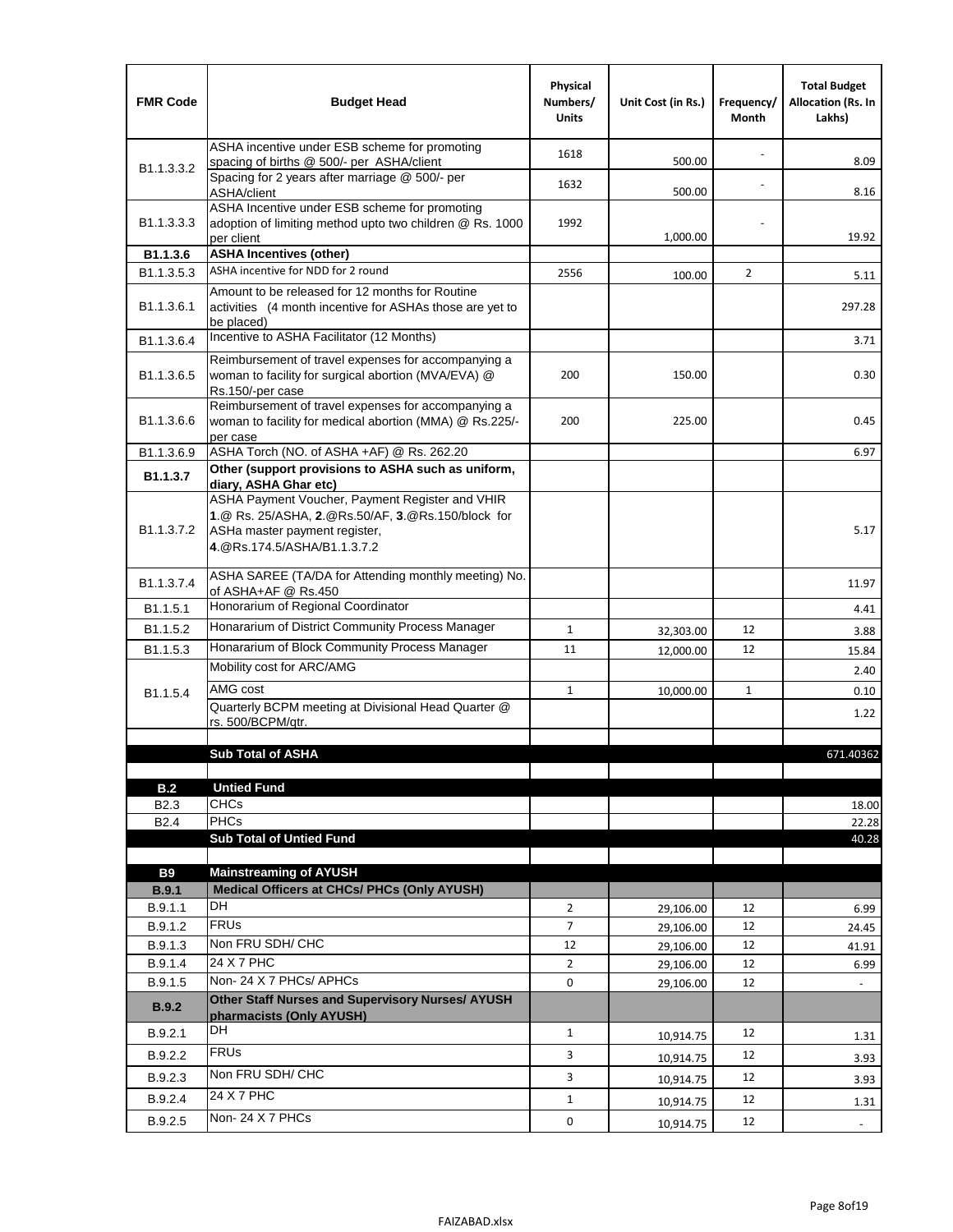| FMR Code | Budget Head | Physical Numbers/ Units | Unit Cost (in Rs.) | Frequency/ Month | Total Budget Allocation (Rs. In Lakhs) |
|---|---|---|---|---|---|
| B1.1.3.3.2 | ASHA incentive under ESB scheme for promoting spacing of births @ 500/- per ASHA/client | 1618 | 500.00 | - | 8.09 |
| | Spacing for 2 years after marriage @ 500/- per ASHA/client | 1632 | 500.00 | - | 8.16 |
| B1.1.3.3.3 | ASHA Incentive under ESB scheme for promoting adoption of limiting method upto two children @ Rs. 1000 per client | 1992 | 1,000.00 | - | 19.92 |
| **B1.1.3.6** | **ASHA Incentives (other)** | | | | |
| B1.1.3.5.3 | ASHA incentive for NDD for 2 round | 2556 | 100.00 | 2 | 5.11 |
| B1.1.3.6.1 | Amount to be released for 12 months for Routine activities (4 month incentive for ASHAs those are yet to be placed) | | | | 297.28 |
| B1.1.3.6.4 | Incentive to ASHA Facilitator (12 Months) | | | | 3.71 |
| B1.1.3.6.5 | Reimbursement of travel expenses for accompanying a woman to facility for surgical abortion (MVA/EVA) @ Rs.150/-per case | 200 | 150.00 | | 0.30 |
| B1.1.3.6.6 | Reimbursement of travel expenses for accompanying a woman to facility for medical abortion (MMA) @ Rs.225/-per case | 200 | 225.00 | | 0.45 |
| B1.1.3.6.9 | ASHA Torch (NO. of ASHA +AF) @ Rs. 262.20 | | | | 6.97 |
| **B1.1.3.7** | **Other (support provisions to ASHA such as uniform, diary, ASHA Ghar etc)** | | | | |
| B1.1.3.7.2 | ASHA Payment Voucher, Payment Register and VHIR **1**.@ Rs. 25/ASHA, **2**.@Rs.50/AF, **3**.@Rs.150/block for ASHa master payment register, **4**.@Rs.174.5/ASHA/B1.1.3.7.2 | | | | 5.17 |
| B1.1.3.7.4 | ASHA SAREE (TA/DA for Attending monthly meeting) No. of ASHA+AF @ Rs.450 | | | | 11.97 |
| B1.1.5.1 | Honorarium of Regional Coordinator | | | | 4.41 |
| B1.1.5.2 | Honararium of District Community Process Manager | 1 | 32,303.00 | 12 | 3.88 |
| B1.1.5.3 | Honararium of Block Community Process Manager | 11 | 12,000.00 | 12 | 15.84 |
| B1.1.5.4 | Mobility cost for ARC/AMG | | | | 2.40 |
| | AMG cost | 1 | 10,000.00 | 1 | 0.10 |
| | Quarterly BCPM meeting at Divisional Head Quarter @ rs. 500/BCPM/qtr. | | | | 1.22 |
| | | | | | |
| | **Sub Total of ASHA** | | | | 671.40362 |
| | | | | | |
| **B.2** | **Untied Fund** | | | | |
| B2.3 | CHCs | | | | 18.00 |
| B2.4 | PHCs | | | | 22.28 |
| | **Sub Total of Untied Fund** | | | | 40.28 |
| | | | | | |
| **B9** | **Mainstreaming of AYUSH** | | | | |
| **B.9.1** | **Medical Officers at CHCs/ PHCs (Only AYUSH)** | | | | |
| B.9.1.1 | DH | 2 | 29,106.00 | 12 | 6.99 |
| B.9.1.2 | FRUs | 7 | 29,106.00 | 12 | 24.45 |
| B.9.1.3 | Non FRU SDH/ CHC | 12 | 29,106.00 | 12 | 41.91 |
| B.9.1.4 | 24 X 7 PHC | 2 | 29,106.00 | 12 | 6.99 |
| B.9.1.5 | Non- 24 X 7 PHCs/ APHCs | 0 | 29,106.00 | 12 | - |
| **B.9.2** | **Other Staff Nurses and Supervisory Nurses/ AYUSH pharmacists (Only AYUSH)** | | | | |
| B.9.2.1 | DH | 1 | 10,914.75 | 12 | 1.31 |
| B.9.2.2 | FRUs | 3 | 10,914.75 | 12 | 3.93 |
| B.9.2.3 | Non FRU SDH/ CHC | 3 | 10,914.75 | 12 | 3.93 |
| B.9.2.4 | 24 X 7 PHC | 1 | 10,914.75 | 12 | 1.31 |
| B.9.2.5 | Non- 24 X 7 PHCs | 0 | 10,914.75 | 12 | - |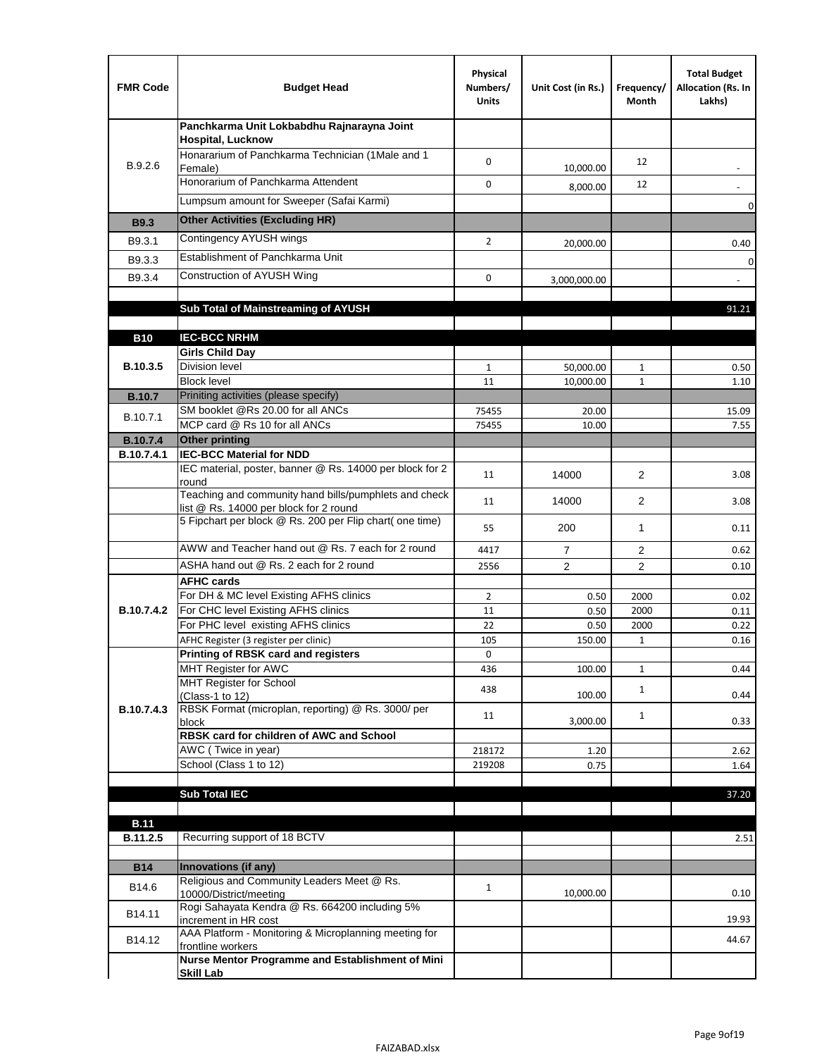| FMR Code | Budget Head | Physical Numbers/ Units | Unit Cost (in Rs.) | Frequency/ Month | Total Budget Allocation (Rs. In Lakhs) |
|---|---|---|---|---|---|
| B.9.2.6 | **Panchkarma Unit Lokbabdhu Rajnarayna Joint Hospital, Lucknow** | | | | |
| | Honararium of Panchkarma Technician (1Male and 1 Female) | 0 | 10,000.00 | 12 | - |
| | Honorarium of Panchkarma Attendent | 0 | 8,000.00 | 12 | - |
| | Lumpsum amount for Sweeper (Safai Karmi) | | | | 0 |
| **B9.3** | **Other Activities (Excluding HR)** | | | | |
| B9.3.1 | Contingency AYUSH wings | 2 | 20,000.00 | | 0.40 |
| B9.3.3 | Establishment of Panchkarma Unit | | | | 0 |
| B9.3.4 | Construction of AYUSH Wing | 0 | 3,000,000.00 | | - |
| | | | | | |
| | **Sub Total of Mainstreaming of AYUSH** | | | | 91.21 |
| | | | | | |
| **B10** | **IEC-BCC NRHM** | | | | |
| **B.10.3.5** | **Girls Child Day** | | | | |
| | Division level | 1 | 50,000.00 | 1 | 0.50 |
| | Block level | 11 | 10,000.00 | 1 | 1.10 |
| **B.10.7** | Priniting activities (please specify) | | | | |
| B.10.7.1 | SM booklet @Rs 20.00 for all ANCs | 75455 | 20.00 | | 15.09 |
| | MCP card @ Rs 10 for all ANCs | 75455 | 10.00 | | 7.55 |
| **B.10.7.4** | **Other printing** | | | | |
| **B.10.7.4.1** | **IEC-BCC Material for NDD** | | | | |
| | IEC material, poster, banner @ Rs. 14000 per block for 2 round | 11 | 14000 | 2 | 3.08 |
| | Teaching and community hand bills/pumphlets and check list @ Rs. 14000 per block for 2 round | 11 | 14000 | 2 | 3.08 |
| | 5 Fipchart per block @ Rs. 200 per Flip chart( one time) | 55 | 200 | 1 | 0.11 |
| | AWW and Teacher hand out @ Rs. 7 each for 2 round | 4417 | 7 | 2 | 0.62 |
| | ASHA hand out @ Rs. 2 each for 2 round | 2556 | 2 | 2 | 0.10 |
| **B.10.7.4.2** | **AFHC cards** | | | | |
| | For DH & MC level Existing AFHS clinics | 2 | 0.50 | 2000 | 0.02 |
| | For CHC level Existing AFHS clinics | 11 | 0.50 | 2000 | 0.11 |
| | For PHC level existing AFHS clinics | 22 | 0.50 | 2000 | 0.22 |
| | AFHC Register (3 register per clinic) | 105 | 150.00 | 1 | 0.16 |
| **B.10.7.4.3** | **Printing of RBSK card and registers** | 0 | | | |
| | MHT Register for AWC | 436 | 100.00 | 1 | 0.44 |
| | MHT Register for School (Class-1 to 12) | 438 | 100.00 | 1 | 0.44 |
| | RBSK Format (microplan, reporting) @ Rs. 3000/ per block | 11 | 3,000.00 | 1 | 0.33 |
| | **RBSK card for children of AWC and School** | | | | |
| | AWC ( Twice in year) | 218172 | 1.20 | | 2.62 |
| | School (Class 1 to 12) | 219208 | 0.75 | | 1.64 |
| | | | | | |
| | **Sub Total IEC** | | | | 37.20 |
| | | | | | |
| **B.11** | | | | | |
| **B.11.2.5** | Recurring support of 18 BCTV | | | | 2.51 |
| | | | | | |
| **B14** | **Innovations (if any)** | | | | |
| B14.6 | Religious and Community Leaders Meet @ Rs. 10000/District/meeting | 1 | 10,000.00 | | 0.10 |
| B14.11 | Rogi Sahayata Kendra @ Rs. 664200 including 5% increment in HR cost | | | | 19.93 |
| B14.12 | AAA Platform - Monitoring & Microplanning meeting for frontline workers | | | | 44.67 |
| | **Nurse Mentor Programme and Establishment of Mini Skill Lab** | | | | |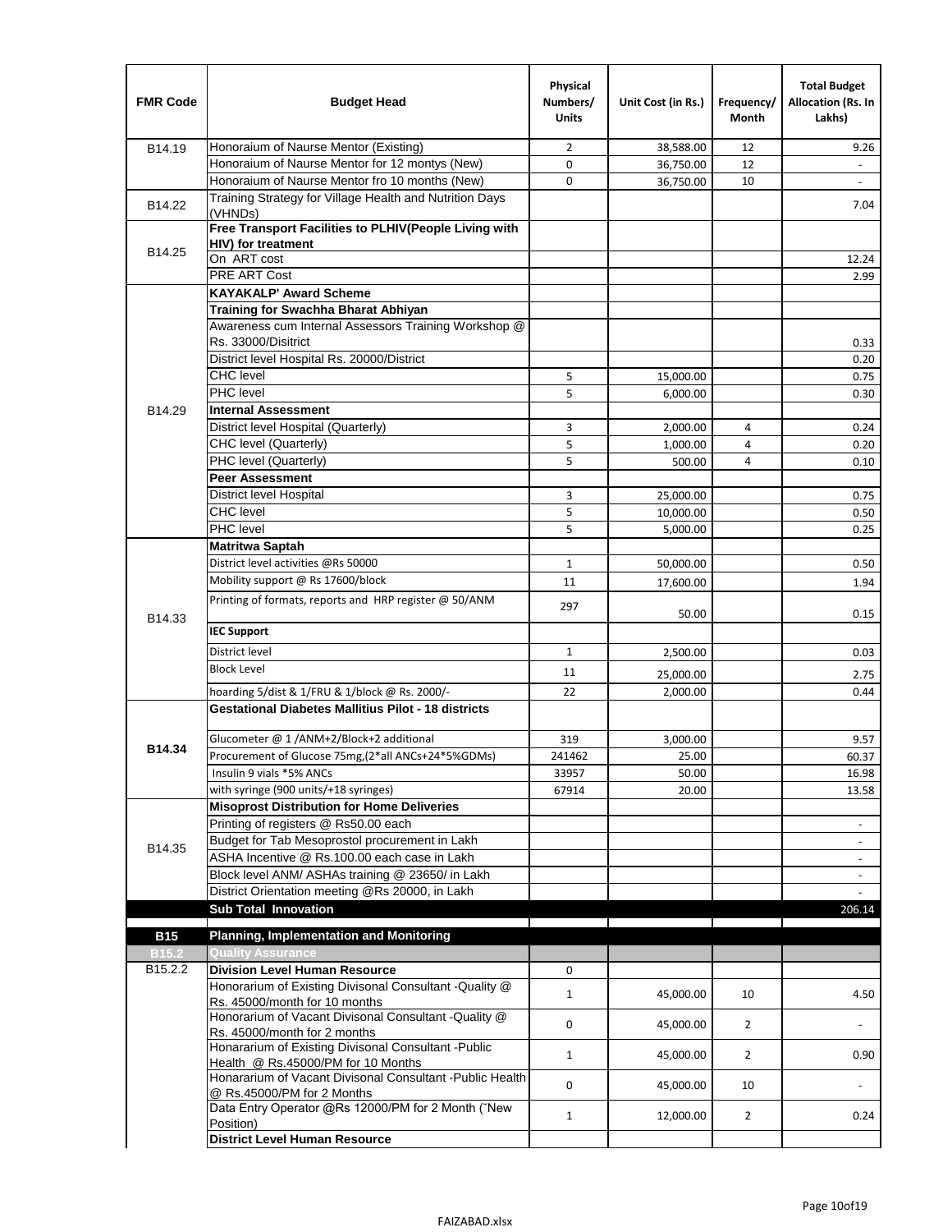| FMR Code | Budget Head | Physical Numbers/ Units | Unit Cost (in Rs.) | Frequency/ Month | Total Budget Allocation (Rs. In Lakhs) |
|---|---|---|---|---|---|
| B14.19 | Honoraium of Naurse Mentor (Existing) | 2 | 38,588.00 | 12 | 9.26 |
| | Honoraium of Naurse Mentor for 12 montys (New) | 0 | 36,750.00 | 12 | - |
| | Honoraium of Naurse Mentor fro 10 months (New) | 0 | 36,750.00 | 10 | - |
| B14.22 | Training Strategy for Village Health and Nutrition Days (VHNDs) | | | | 7.04 |
| B14.25 | **Free Transport Facilities to PLHIV(People Living with HIV) for treatment** | | | | |
| | On ART cost | | | | 12.24 |
| | PRE ART Cost | | | | 2.99 |
| B14.29 | **KAYAKALP' Award Scheme** | | | | |
| | **Training for Swachha Bharat Abhiyan** | | | | |
| | Awareness cum Internal Assessors Training Workshop @ Rs. 33000/Disitrict | | | | 0.33 |
| | District level Hospital Rs. 20000/District | | | | 0.20 |
| | CHC level | 5 | 15,000.00 | | 0.75 |
| | PHC level | 5 | 6,000.00 | | 0.30 |
| | **Internal Assessment** | | | | |
| | District level Hospital (Quarterly) | 3 | 2,000.00 | 4 | 0.24 |
| | CHC level (Quarterly) | 5 | 1,000.00 | 4 | 0.20 |
| | PHC level (Quarterly) | 5 | 500.00 | 4 | 0.10 |
| | **Peer Assessment** | | | | |
| | District level Hospital | 3 | 25,000.00 | | 0.75 |
| | CHC level | 5 | 10,000.00 | | 0.50 |
| | PHC level | 5 | 5,000.00 | | 0.25 |
| B14.33 | **Matritwa Saptah** | | | | |
| | District level activities @Rs 50000 | 1 | 50,000.00 | | 0.50 |
| | Mobility support @ Rs 17600/block | 11 | 17,600.00 | | 1.94 |
| | Printing of formats, reports and HRP register @ 50/ANM | 297 | 50.00 | | 0.15 |
| | **IEC Support** | | | | |
| | District level | 1 | 2,500.00 | | 0.03 |
| | Block Level | 11 | 25,000.00 | | 2.75 |
| | hoarding 5/dist & 1/FRU & 1/block @ Rs. 2000/- | 22 | 2,000.00 | | 0.44 |
| **B14.34** | **Gestational Diabetes Mallitius Pilot - 18 districts** | | | | |
| | Glucometer @ 1 /ANM+2/Block+2 additional | 319 | 3,000.00 | | 9.57 |
| | Procurement of Glucose 75mg,(2*all ANCs+24*5%GDMs) | 241462 | 25.00 | | 60.37 |
| | Insulin 9 vials *5% ANCs | 33957 | 50.00 | | 16.98 |
| | with syringe (900 units/+18 syringes) | 67914 | 20.00 | | 13.58 |
| B14.35 | **Misoprost Distribution for Home Deliveries** | | | | |
| | Printing of registers @ Rs50.00 each | | | | - |
| | Budget for Tab Mesoprostol procurement in Lakh | | | | - |
| | ASHA Incentive @ Rs.100.00 each case in Lakh | | | | - |
| | Block level ANM/ ASHAs training @ 23650/ in Lakh | | | | - |
| | District Orientation meeting @Rs 20000, in Lakh | | | | - |
| | **Sub Total Innovation** | | | | 206.14 |
| **B15** | **Planning, Implementation and Monitoring** | | | | |
| **B15.2** | **Quality Assurance** | | | | |
| B15.2.2 | **Division Level Human Resource** | 0 | | | |
| | Honorarium of Existing Divisonal Consultant -Quality @ Rs. 45000/month for 10 months | 1 | 45,000.00 | 10 | 4.50 |
| | Honorarium of Vacant Divisonal Consultant -Quality @ Rs. 45000/month for 2 months | 0 | 45,000.00 | 2 | - |
| | Honararium of Existing Divisonal Consultant -Public Health @ Rs.45000/PM for 10 Months | 1 | 45,000.00 | 2 | 0.90 |
| | Honararium of Vacant Divisonal Consultant -Public Health @ Rs.45000/PM for 2 Months | 0 | 45,000.00 | 10 | - |
| | Data Entry Operator @Rs 12000/PM for 2 Month ("New Position) | 1 | 12,000.00 | 2 | 0.24 |
| | **District Level Human Resource** | | | | |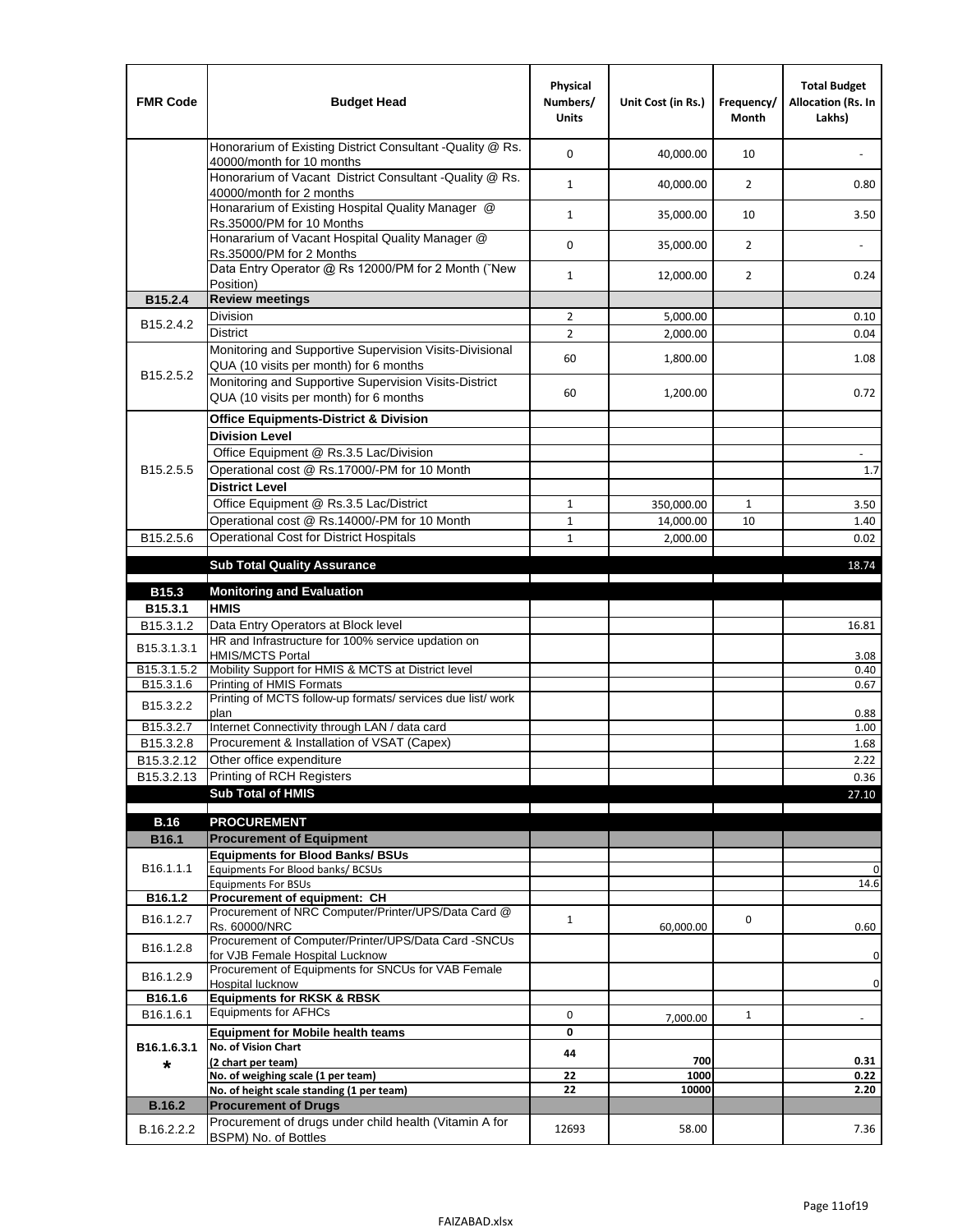| FMR Code | Budget Head | Physical Numbers/ Units | Unit Cost (in Rs.) | Frequency/ Month | Total Budget Allocation (Rs. In Lakhs) |
|---|---|---|---|---|---|
| | Honorarium of Existing District Consultant -Quality @ Rs. 40000/month for 10 months | 0 | 40,000.00 | 10 | - |
| | Honorarium of Vacant District Consultant -Quality @ Rs. 40000/month for 2 months | 1 | 40,000.00 | 2 | 0.80 |
| | Honararium of Existing Hospital Quality Manager @ Rs.35000/PM for 10 Months | 1 | 35,000.00 | 10 | 3.50 |
| | Honararium of Vacant Hospital Quality Manager @ Rs.35000/PM for 2 Months | 0 | 35,000.00 | 2 | - |
| | Data Entry Operator @ Rs 12000/PM for 2 Month (˜New Position) | 1 | 12,000.00 | 2 | 0.24 |
| **B15.2.4** | **Review meetings** | | | | |
| B15.2.4.2 | Division | 2 | 5,000.00 | | 0.10 |
| | District | 2 | 2,000.00 | | 0.04 |
| B15.2.5.2 | Monitoring and Supportive Supervision Visits-Divisional QUA (10 visits per month) for 6 months | 60 | 1,800.00 | | 1.08 |
| | Monitoring and Supportive Supervision Visits-District QUA (10 visits per month) for 6 months | 60 | 1,200.00 | | 0.72 |
| B15.2.5.5 | **Office Equipments-District & Division** | | | | |
| | **Division Level** | | | | |
| | Office Equipment @ Rs.3.5 Lac/Division | | | | - |
| | Operational cost @ Rs.17000/-PM for 10 Month | | | | 1.7 |
| | **District Level** | | | | |
| | Office Equipment @ Rs.3.5 Lac/District | 1 | 350,000.00 | 1 | 3.50 |
| | Operational cost @ Rs.14000/-PM for 10 Month | 1 | 14,000.00 | 10 | 1.40 |
| B15.2.5.6 | Operational Cost for District Hospitals | 1 | 2,000.00 | | 0.02 |
| | **Sub Total Quality Assurance** | | | | 18.74 |
| **B15.3** | **Monitoring and Evaluation** | | | | |
| **B15.3.1** | **HMIS** | | | | |
| B15.3.1.2 | Data Entry Operators at Block level | | | | 16.81 |
| B15.3.1.3.1 | HR and Infrastructure for 100% service updation on HMIS/MCTS Portal | | | | 3.08 |
| B15.3.1.5.2 | Mobility Support for HMIS & MCTS at District level | | | | 0.40 |
| B15.3.1.6 | Printing of HMIS Formats | | | | 0.67 |
| B15.3.2.2 | Printing of MCTS follow-up formats/ services due list/ work plan | | | | 0.88 |
| B15.3.2.7 | Internet Connectivity through LAN / data card | | | | 1.00 |
| B15.3.2.8 | Procurement & Installation of VSAT (Capex) | | | | 1.68 |
| B15.3.2.12 | Other office expenditure | | | | 2.22 |
| B15.3.2.13 | Printing of RCH Registers | | | | 0.36 |
| | **Sub Total of HMIS** | | | | 27.10 |
| **B.16** | **PROCUREMENT** | | | | |
| **B16.1** | **Procurement of Equipment** | | | | |
| B16.1.1.1 | **Equipments for Blood Banks/ BSUs** | | | | |
| | Equipments For Blood banks/ BCSUs | | | | 0 |
| | Equipments For BSUs | | | | 14.6 |
| **B16.1.2** | **Procurement of equipment: CH** | | | | |
| B16.1.2.7 | Procurement of NRC Computer/Printer/UPS/Data Card @ Rs. 60000/NRC | 1 | 60,000.00 | 0 | 0.60 |
| B16.1.2.8 | Procurement of Computer/Printer/UPS/Data Card -SNCUs for VJB Female Hospital Lucknow | | | | 0 |
| B16.1.2.9 | Procurement of Equipments for SNCUs for VAB Female Hospital lucknow | | | | 0 |
| **B16.1.6** | **Equipments for RKSK & RBSK** | | | | |
| B16.1.6.1 | Equipments for AFHCs | 0 | 7,000.00 | 1 | - |
| **B16.1.6.3.1 *** | **Equipment for Mobile health teams** | **0** | | | |
| | **No. of Vision Chart (2 chart per team)** | **44** | **700** | | **0.31** |
| | **No. of weighing scale (1 per team)** | **22** | **1000** | | **0.22** |
| | **No. of height scale standing (1 per team)** | **22** | **10000** | | **2.20** |
| **B.16.2** | **Procurement of Drugs** | | | | |
| B.16.2.2.2 | Procurement of drugs under child health (Vitamin A for BSPM) No. of Bottles | 12693 | 58.00 | | 7.36 |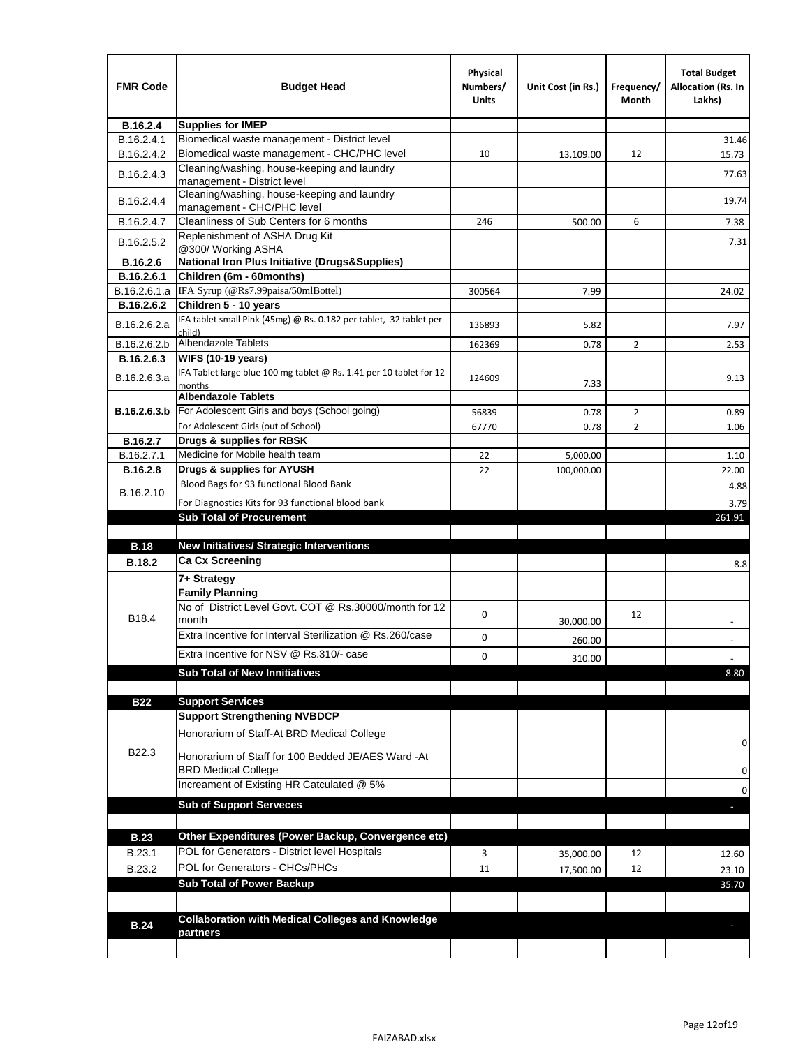| FMR Code | Budget Head | Physical Numbers/ Units | Unit Cost (in Rs.) | Frequency/ Month | Total Budget Allocation (Rs. In Lakhs) |
|---|---|---|---|---|---|
| **B.16.2.4** | **Supplies for IMEP** | | | | |
| B.16.2.4.1 | Biomedical waste management - District level | | | | 31.46 |
| B.16.2.4.2 | Biomedical waste management - CHC/PHC level | 10 | 13,109.00 | 12 | 15.73 |
| B.16.2.4.3 | Cleaning/washing, house-keeping and laundry management - District level | | | | 77.63 |
| B.16.2.4.4 | Cleaning/washing, house-keeping and laundry management - CHC/PHC level | | | | 19.74 |
| B.16.2.4.7 | Cleanliness of Sub Centers for 6 months | 246 | 500.00 | 6 | 7.38 |
| B.16.2.5.2 | Replenishment of ASHA Drug Kit @300/ Working ASHA | | | | 7.31 |
| **B.16.2.6** | **National Iron Plus Initiative (Drugs&Supplies)** | | | | |
| **B.16.2.6.1** | **Children (6m - 60months)** | | | | |
| B.16.2.6.1.a | IFA Syrup (@Rs7.99paisa/50mlBottel) | 300564 | 7.99 | | 24.02 |
| **B.16.2.6.2** | **Children 5 - 10 years** | | | | |
| B.16.2.6.2.a | IFA tablet small Pink (45mg) @ Rs. 0.182 per tablet, 32 tablet per child) | 136893 | 5.82 | | 7.97 |
| B.16.2.6.2.b | Albendazole Tablets | 162369 | 0.78 | 2 | 2.53 |
| **B.16.2.6.3** | **WIFS (10-19 years)** | | | | |
| B.16.2.6.3.a | IFA Tablet large blue 100 mg tablet @ Rs. 1.41 per 10 tablet for 12 months | 124609 | 7.33 | | 9.13 |
| **B.16.2.6.3.b** | **Albendazole Tablets** | | | | |
| | For Adolescent Girls and boys (School going) | 56839 | 0.78 | 2 | 0.89 |
| | For Adolescent Girls (out of School) | 67770 | 0.78 | 2 | 1.06 |
| **B.16.2.7** | **Drugs & supplies for RBSK** | | | | |
| B.16.2.7.1 | Medicine for Mobile health team | 22 | 5,000.00 | | 1.10 |
| **B.16.2.8** | **Drugs & supplies for AYUSH** | 22 | 100,000.00 | | 22.00 |
| B.16.2.10 | Blood Bags for 93 functional Blood Bank | | | | 4.88 |
| | For Diagnostics Kits for 93 functional blood bank | | | | 3.79 |
| | **Sub Total of Procurement** | | | | 261.91 |
| | | | | | |
| **B.18** | **New Initiatives/ Strategic Interventions** | | | | |
| **B.18.2** | **Ca Cx Screening** | | | | 8.8 |
| B18.4 | **7+ Strategy** | | | | |
| | **Family Planning** | | | | |
| | No of District Level Govt. COT @ Rs.30000/month for 12 month | 0 | 30,000.00 | 12 | - |
| | Extra Incentive for Interval Sterilization @ Rs.260/case | 0 | 260.00 | | - |
| | Extra Incentive for NSV @ Rs.310/- case | 0 | 310.00 | | - |
| | **Sub Total of New Innitiatives** | | | | 8.80 |
| | | | | | |
| **B22** | **Support Services** | | | | |
| B22.3 | **Support Strengthening NVBDCP** | | | | |
| | Honorarium of Staff-At BRD Medical College | | | | 0 |
| | Honorarium of Staff for 100 Bedded JE/AES Ward -At BRD Medical College | | | | 0 |
| | Increament of Existing HR Catculated @ 5% | | | | 0 |
| | **Sub of Support Serveces** | | | | - |
| | | | | | |
| **B.23** | **Other Expenditures (Power Backup, Convergence etc)** | | | | |
| B.23.1 | POL for Generators - District level Hospitals | 3 | 35,000.00 | 12 | 12.60 |
| B.23.2 | POL for Generators - CHCs/PHCs | 11 | 17,500.00 | 12 | 23.10 |
| | **Sub Total of Power Backup** | | | | 35.70 |
| | | | | | |
| **B.24** | **Collaboration with Medical Colleges and Knowledge partners** | | | | - |
| | | | | | |

FAIZABAD.xlsx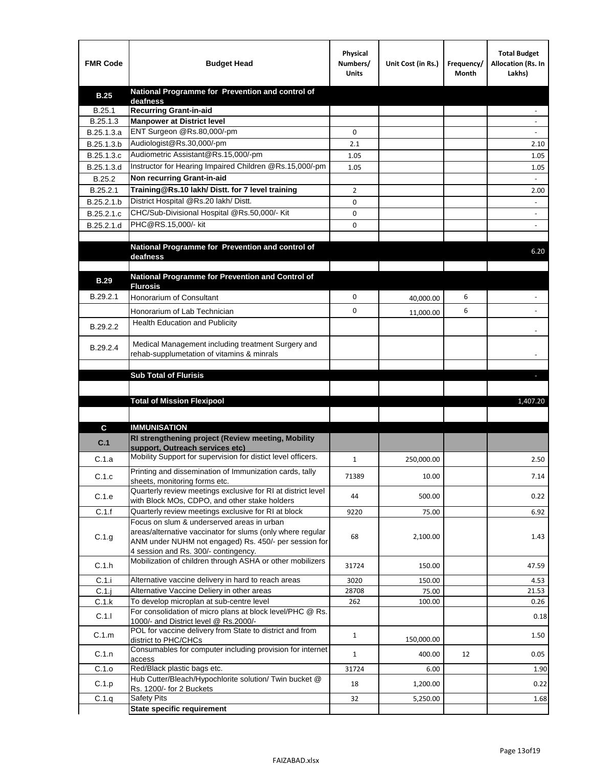| FMR Code | Budget Head | Physical Numbers/ Units | Unit Cost (in Rs.) | Frequency/ Month | Total Budget Allocation (Rs. In Lakhs) |
|---|---|---|---|---|---|
| B.25 | National Programme for Prevention and control of deafness | | | | |
| B.25.1 | Recurring Grant-in-aid | | | | - |
| B.25.1.3 | Manpower at District level | | | | - |
| B.25.1.3.a | ENT Surgeon @Rs.80,000/-pm | 0 | | | - |
| B.25.1.3.b | Audiologist@Rs.30,000/-pm | 2.1 | | | 2.10 |
| B.25.1.3.c | Audiometric Assistant@Rs.15,000/-pm | 1.05 | | | 1.05 |
| B.25.1.3.d | Instructor for Hearing Impaired Children @Rs.15,000/-pm | 1.05 | | | 1.05 |
| B.25.2 | Non recurring Grant-in-aid | | | | - |
| B.25.2.1 | Training@Rs.10 lakh/ Distt. for 7 level training | 2 | | | 2.00 |
| B.25.2.1.b | District Hospital @Rs.20 lakh/ Distt. | 0 | | | - |
| B.25.2.1.c | CHC/Sub-Divisional Hospital @Rs.50,000/- Kit | 0 | | | - |
| B.25.2.1.d | PHC@RS.15,000/- kit | 0 | | | - |
| | | | | | |
| | National Programme for Prevention and control of deafness | | | | 6.20 |
| | | | | | |
| B.29 | National Programme for Prevention and Control of Flurosis | | | | |
| B.29.2.1 | Honorarium of Consultant | 0 | 40,000.00 | 6 | - |
| | Honorarium of Lab Technician | 0 | 11,000.00 | 6 | - |
| B.29.2.2 | Health Education and Publicity | | | | - |
| B.29.2.4 | Medical Management including treatment Surgery and rehab-supplumetation of vitamins & minrals | | | | - |
| | | | | | |
| | Sub Total of Flurisis | | | | - |
| | | | | | |
| | Total of Mission Flexipool | | | | 1,407.20 |
| | | | | | |
| C | IMMUNISATION | | | | |
| C.1 | RI strengthening project (Review meeting, Mobility support, Outreach services etc) | | | | |
| C.1.a | Mobility Support for supervision for distict level officers. | 1 | 250,000.00 | | 2.50 |
| C.1.c | Printing and dissemination of Immunization cards, tally sheets, monitoring forms etc. | 71389 | 10.00 | | 7.14 |
| C.1.e | Quarterly review meetings exclusive for RI at district level with Block MOs, CDPO, and other stake holders | 44 | 500.00 | | 0.22 |
| C.1.f | Quarterly review meetings exclusive for RI at block | 9220 | 75.00 | | 6.92 |
| C.1.g | Focus on slum & underserved areas in urban areas/alternative vaccinator for slums (only where regular ANM under NUHM not engaged) Rs. 450/- per session for 4 session and Rs. 300/- contingency. | 68 | 2,100.00 | | 1.43 |
| C.1.h | Mobilization of children through ASHA or other mobilizers | 31724 | 150.00 | | 47.59 |
| C.1.i | Alternative vaccine delivery in hard to reach areas | 3020 | 150.00 | | 4.53 |
| C.1.j | Alternative Vaccine Deliery in other areas | 28708 | 75.00 | | 21.53 |
| C.1.k | To develop microplan at sub-centre level | 262 | 100.00 | | 0.26 |
| C.1.l | For consolidation of micro plans at block level/PHC @ Rs. 1000/- and District level @ Rs.2000/- | | | | 0.18 |
| C.1.m | POL for vaccine delivery from State to district and from district to PHC/CHCs | 1 | 150,000.00 | | 1.50 |
| C.1.n | Consumables for computer including provision for internet access | 1 | 400.00 | 12 | 0.05 |
| C.1.o | Red/Black plastic bags etc. | 31724 | 6.00 | | 1.90 |
| C.1.p | Hub Cutter/Bleach/Hypochlorite solution/ Twin bucket @ Rs. 1200/- for 2 Buckets | 18 | 1,200.00 | | 0.22 |
| C.1.q | Safety Pits | 32 | 5,250.00 | | 1.68 |
| | State specific requirement | | | | |

FAIZABAD.xlsx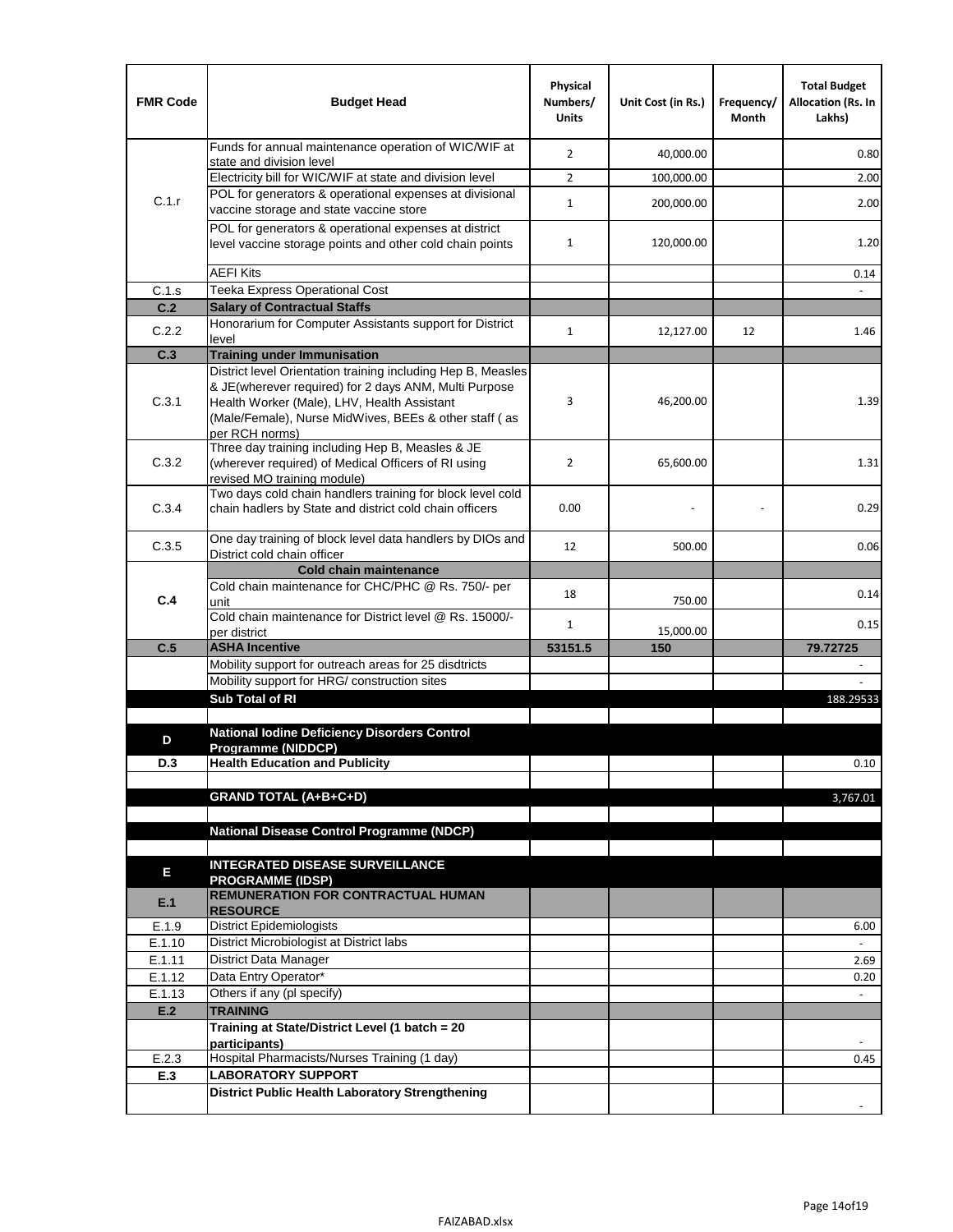| FMR Code | Budget Head | Physical Numbers/ Units | Unit Cost (in Rs.) | Frequency/ Month | Total Budget Allocation (Rs. In Lakhs) |
|---|---|---|---|---|---|
| C.1.r | Funds for annual maintenance operation of WIC/WIF at state and division level | 2 | 40,000.00 | | 0.80 |
| | Electricity bill for WIC/WIF at state and division level | 2 | 100,000.00 | | 2.00 |
| | POL for generators & operational expenses at divisional vaccine storage and state vaccine store | 1 | 200,000.00 | | 2.00 |
| | POL for generators & operational expenses at district level vaccine storage points and other cold chain points | 1 | 120,000.00 | | 1.20 |
| | AEFI Kits | | | | 0.14 |
| C.1.s | Teeka Express Operational Cost | | | | - |
| **C.2** | **Salary of Contractual Staffs** | | | | |
| C.2.2 | Honorarium for Computer Assistants support for District level | 1 | 12,127.00 | 12 | 1.46 |
| **C.3** | **Training under Immunisation** | | | | |
| C.3.1 | District level Orientation training including Hep B, Measles & JE(wherever required) for 2 days ANM, Multi Purpose Health Worker (Male), LHV, Health Assistant (Male/Female), Nurse MidWives, BEEs & other staff ( as per RCH norms) | 3 | 46,200.00 | | 1.39 |
| C.3.2 | Three day training including Hep B, Measles & JE (wherever required) of Medical Officers of RI using revised MO training module) | 2 | 65,600.00 | | 1.31 |
| C.3.4 | Two days cold chain handlers training for block level cold chain hadlers by State and district cold chain officers | 0.00 | - | - | 0.29 |
| C.3.5 | One day training of block level data handlers by DIOs and District cold chain officer | 12 | 500.00 | | 0.06 |
| **C.4** | **Cold chain maintenance** | | | | |
| | Cold chain maintenance for CHC/PHC @ Rs. 750/- per unit | 18 | 750.00 | | 0.14 |
| | Cold chain maintenance for District level @ Rs. 15000/- per district | 1 | 15,000.00 | | 0.15 |
| **C.5** | **ASHA Incentive** | **53151.5** | **150** | | **79.72725** |
| | Mobility support for outreach areas for 25 disdtricts | | | | - |
| | Mobility support for HRG/ construction sites | | | | - |
| | **Sub Total of RI** | | | | 188.29533 |
| | | | | | |
| **D** | **National Iodine Deficiency Disorders Control Programme (NIDDCP)** | | | | |
| **D.3** | **Health Education and Publicity** | | | | 0.10 |
| | | | | | |
| | **GRAND TOTAL (A+B+C+D)** | | | | 3,767.01 |
| | | | | | |
| | **National Disease Control Programme (NDCP)** | | | | |
| | | | | | |
| **E** | **INTEGRATED DISEASE SURVEILLANCE PROGRAMME (IDSP)** | | | | |
| **E.1** | **REMUNERATION FOR CONTRACTUAL HUMAN RESOURCE** | | | | |
| E.1.9 | District Epidemiologists | | | | 6.00 |
| E.1.10 | District Microbiologist at District labs | | | | - |
| E.1.11 | District Data Manager | | | | 2.69 |
| E.1.12 | Data Entry Operator* | | | | 0.20 |
| E.1.13 | Others if any (pl specify) | | | | - |
| **E.2** | **TRAINING** | | | | |
| | **Training at State/District Level (1 batch = 20 participants)** | | | | - |
| E.2.3 | Hospital Pharmacists/Nurses Training (1 day) | | | | 0.45 |
| **E.3** | **LABORATORY SUPPORT** | | | | |
| | **District Public Health Laboratory Strengthening** | | | | - |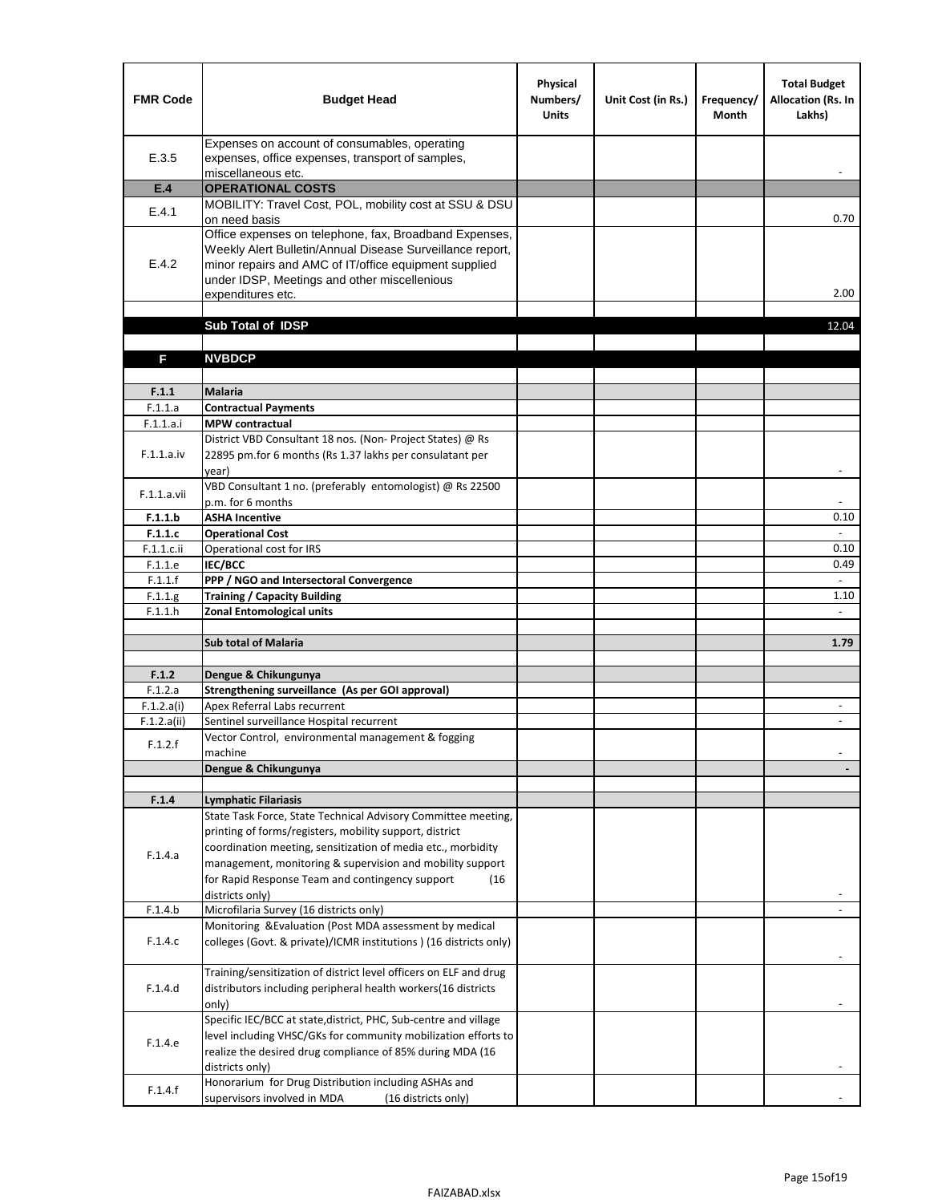| FMR Code | Budget Head | Physical Numbers/ Units | Unit Cost (in Rs.) | Frequency/ Month | Total Budget Allocation (Rs. In Lakhs) |
|---|---|---|---|---|---|
| E.3.5 | Expenses on account of consumables, operating expenses, office expenses, transport of samples, miscellaneous etc. | | | | - |
| **E.4** | **OPERATIONAL COSTS** | | | | |
| E.4.1 | MOBILITY: Travel Cost, POL, mobility cost at SSU & DSU on need basis | | | | 0.70 |
| E.4.2 | Office expenses on telephone, fax, Broadband Expenses, Weekly Alert Bulletin/Annual Disease Surveillance report, minor repairs and AMC of IT/office equipment supplied under IDSP, Meetings and other miscellenious expenditures etc. | | | | 2.00 |
| | | | | | |
| | **Sub Total of IDSP** | | | | 12.04 |
| | | | | | |
| **F** | **NVBDCP** | | | | |
| | | | | | |
| **F.1.1** | **Malaria** | | | | |
| F.1.1.a | **Contractual Payments** | | | | |
| F.1.1.a.i | **MPW contractual** | | | | |
| F.1.1.a.iv | District VBD Consultant 18 nos. (Non- Project States) @ Rs 22895 pm.for 6 months (Rs 1.37 lakhs per consulatant per year) | | | | - |
| F.1.1.a.vii | VBD Consultant 1 no. (preferably entomologist) @ Rs 22500 p.m. for 6 months | | | | - |
| **F.1.1.b** | **ASHA Incentive** | | | | 0.10 |
| **F.1.1.c** | **Operational Cost** | | | | - |
| F.1.1.c.ii | Operational cost for IRS | | | | 0.10 |
| F.1.1.e | **IEC/BCC** | | | | 0.49 |
| F.1.1.f | **PPP / NGO and Intersectoral Convergence** | | | | - |
| F.1.1.g | **Training / Capacity Building** | | | | 1.10 |
| F.1.1.h | **Zonal Entomological units** | | | | - |
| | | | | | |
| | **Sub total of Malaria** | | | | **1.79** |
| | | | | | |
| **F.1.2** | **Dengue & Chikungunya** | | | | |
| F.1.2.a | **Strengthening surveillance (As per GOI approval)** | | | | |
| F.1.2.a(i) | Apex Referral Labs recurrent | | | | - |
| F.1.2.a(ii) | Sentinel surveillance Hospital recurrent | | | | - |
| F.1.2.f | Vector Control, environmental management & fogging machine | | | | - |
| | **Dengue & Chikungunya** | | | | **-** |
| | | | | | |
| **F.1.4** | **Lymphatic Filariasis** | | | | |
| F.1.4.a | State Task Force, State Technical Advisory Committee meeting, printing of forms/registers, mobility support, district coordination meeting, sensitization of media etc., morbidity management, monitoring & supervision and mobility support for Rapid Response Team and contingency support (16 districts only) | | | | - |
| F.1.4.b | Microfilaria Survey (16 districts only) | | | | - |
| F.1.4.c | Monitoring &Evaluation (Post MDA assessment by medical colleges (Govt. & private)/ICMR institutions ) (16 districts only) | | | | - |
| F.1.4.d | Training/sensitization of district level officers on ELF and drug distributors including peripheral health workers(16 districts only) | | | | - |
| F.1.4.e | Specific IEC/BCC at state,district, PHC, Sub-centre and village level including VHSC/GKs for community mobilization efforts to realize the desired drug compliance of 85% during MDA (16 districts only) | | | | - |
| F.1.4.f | Honorarium for Drug Distribution including ASHAs and supervisors involved in MDA (16 districts only) | | | | - |

FAIZABAD.xlsx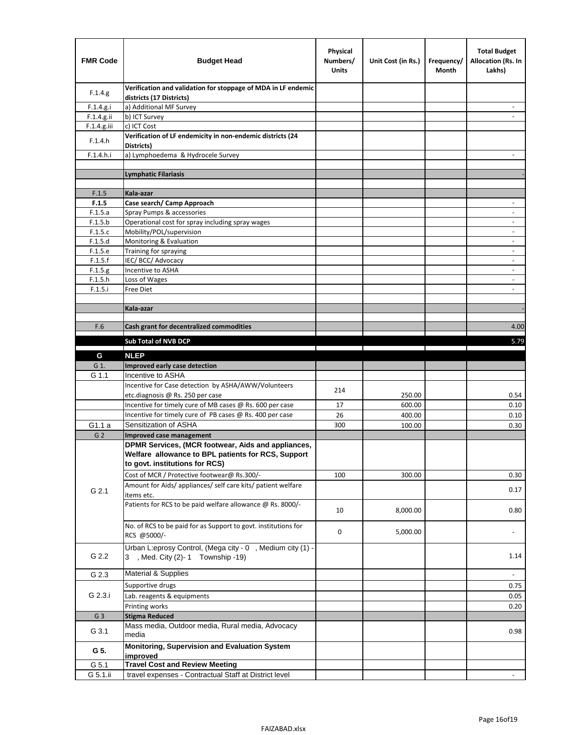| FMR Code | Budget Head | Physical Numbers/ Units | Unit Cost (in Rs.) | Frequency/ Month | Total Budget Allocation (Rs. In Lakhs) |
|---|---|---|---|---|---|
| F.1.4.g | **Verification and validation for stoppage of MDA in LF endemic districts (17 Districts)** | | | | |
| F.1.4.g.i | a) Additional MF Survey | | | | - |
| F.1.4.g.ii | b) ICT Survey | | | | - |
| F.1.4.g.iii | c) ICT Cost | | | | |
| F.1.4.h | **Verification of LF endemicity in non-endemic districts (24 Districts)** | | | | |
| F.1.4.h.i | a) Lymphoedema & Hydrocele Survey | | | | - |
| | | | | | |
| | **Lymphatic Filariasis** | | | | - |
| | | | | | |
| F.1.5 | **Kala-azar** | | | | |
| **F.1.5** | **Case search/ Camp Approach** | | | | - |
| F.1.5.a | Spray Pumps & accessories | | | | - |
| F.1.5.b | Operational cost for spray including spray wages | | | | - |
| F.1.5.c | Mobility/POL/supervision | | | | - |
| F.1.5.d | Monitoring & Evaluation | | | | - |
| F.1.5.e | Training for spraying | | | | - |
| F.1.5.f | IEC/ BCC/ Advocacy | | | | - |
| F.1.5.g | Incentive to ASHA | | | | - |
| F.1.5.h | Loss of Wages | | | | - |
| F.1.5.i | Free Diet | | | | - |
| | | | | | |
| | **Kala-azar** | | | | - |
| | | | | | |
| F.6 | **Cash grant for decentralized commodities** | | | | 4.00 |
| | **Sub Total of NVB DCP** | | | | 5.79 |
| **G** | **NLEP** | | | | |
| G 1. | **Improved early case detection** | | | | |
| G 1.1 | Incentive to ASHA | | | | |
| | Incentive for Case detection by ASHA/AWW/Volunteers etc.diagnosis @ Rs. 250 per case | 214 | 250.00 | | 0.54 |
| | Incentive for timely cure of MB cases @ Rs. 600 per case | 17 | 600.00 | | 0.10 |
| | Incentive for timely cure of PB cases @ Rs. 400 per case | 26 | 400.00 | | 0.10 |
| G1.1 a | Sensitization of ASHA | 300 | 100.00 | | 0.30 |
| G 2 | **Improved case management** | | | | |
| G 2.1 | **DPMR Services, (MCR footwear, Aids and appliances, Welfare allowance to BPL patients for RCS, Support to govt. institutions for RCS)** | | | | |
| | Cost of MCR / Protective footwear@ Rs.300/- | 100 | 300.00 | | 0.30 |
| | Amount for Aids/ appliances/ self care kits/ patient welfare items etc. | | | | 0.17 |
| | Patients for RCS to be paid welfare allowance @ Rs. 8000/- | 10 | 8,000.00 | | 0.80 |
| | No. of RCS to be paid for as Support to govt. institutions for RCS @5000/- | 0 | 5,000.00 | | - |
| G 2.2 | Urban L:eprosy Control, (Mega city - 0 , Medium city (1) - 3 , Med. City (2)- 1 Township -19) | | | | 1.14 |
| G 2.3 | Material & Supplies | | | | - |
| G 2.3.i | Supportive drugs | | | | 0.75 |
| | Lab. reagents & equipments | | | | 0.05 |
| | Printing works | | | | 0.20 |
| G 3 | **Stigma Reduced** | | | | |
| G 3.1 | Mass media, Outdoor media, Rural media, Advocacy media | | | | 0.98 |
| **G 5.** | **Monitoring, Supervision and Evaluation System improved** | | | | |
| G 5.1 | **Travel Cost and Review Meeting** | | | | |
| G 5.1.ii | travel expenses - Contractual Staff at District level | | | | - |

FAIZABAD.xlsx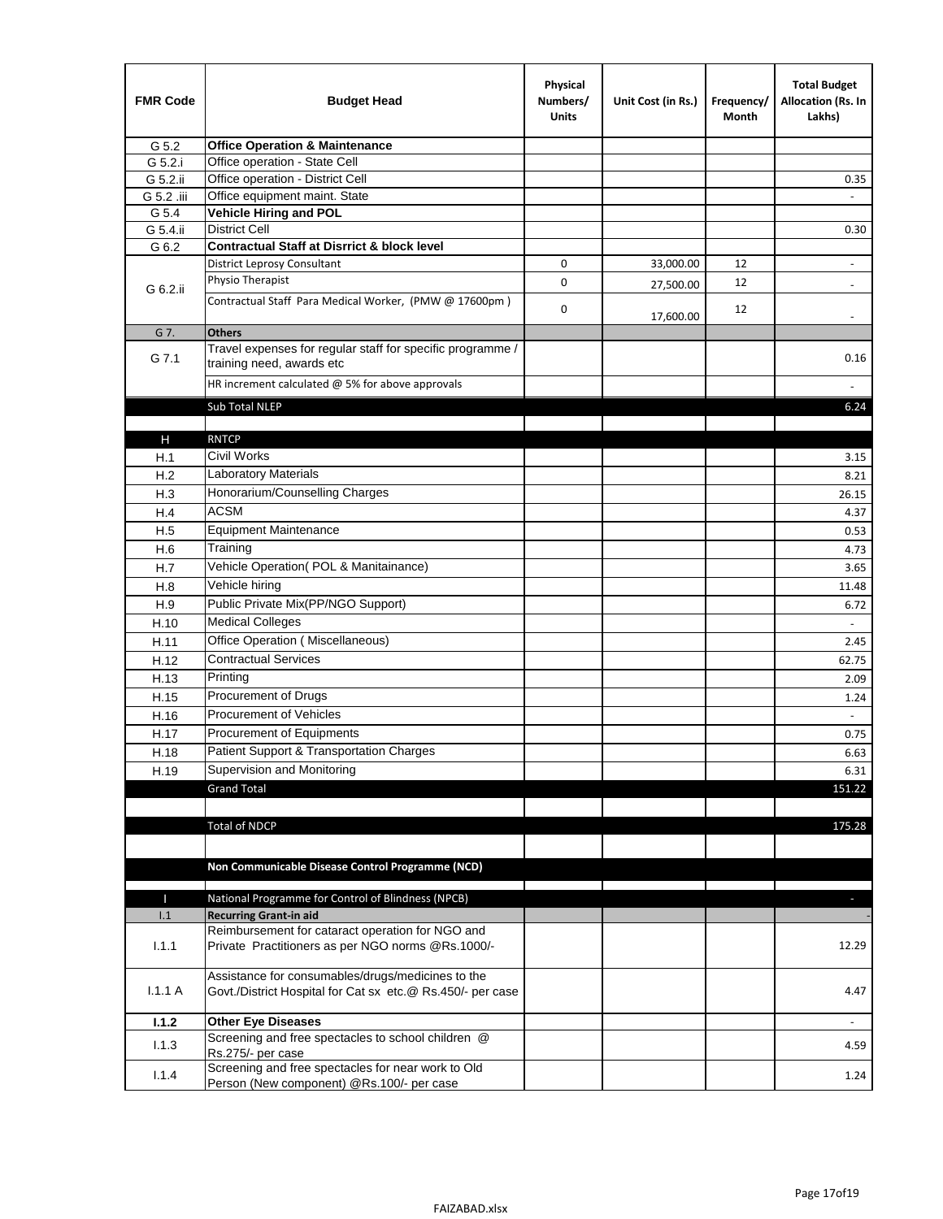| FMR Code | Budget Head | Physical Numbers/ Units | Unit Cost (in Rs.) | Frequency/ Month | Total Budget Allocation (Rs. In Lakhs) |
|---|---|---|---|---|---|
| G 5.2 | **Office Operation & Maintenance** | | | | |
| G 5.2.i | Office operation - State Cell | | | | |
| G 5.2.ii | Office operation - District Cell | | | | 0.35 |
| G 5.2 .iii | Office equipment maint. State | | | | - |
| G 5.4 | **Vehicle Hiring and POL** | | | | |
| G 5.4.ii | District Cell | | | | 0.30 |
| G 6.2 | **Contractual Staff at Disrrict & block level** | | | | |
| G 6.2.ii | District Leprosy Consultant | 0 | 33,000.00 | 12 | - |
| | Physio Therapist | 0 | 27,500.00 | 12 | - |
| | Contractual Staff Para Medical Worker, (PMW @ 17600pm ) | 0 | 17,600.00 | 12 | - |
| G 7. | **Others** | | | | |
| G 7.1 | Travel expenses for regular staff for specific programme / training need, awards etc | | | | 0.16 |
| | HR increment calculated @ 5% for above approvals | | | | - |
| | Sub Total NLEP | | | | 6.24 |
| | | | | | |
| H | RNTCP | | | | |
| H.1 | Civil Works | | | | 3.15 |
| H.2 | Laboratory Materials | | | | 8.21 |
| H.3 | Honorarium/Counselling Charges | | | | 26.15 |
| H.4 | ACSM | | | | 4.37 |
| H.5 | Equipment Maintenance | | | | 0.53 |
| H.6 | Training | | | | 4.73 |
| H.7 | Vehicle Operation( POL & Manitainance) | | | | 3.65 |
| H.8 | Vehicle hiring | | | | 11.48 |
| H.9 | Public Private Mix(PP/NGO Support) | | | | 6.72 |
| H.10 | Medical Colleges | | | | - |
| H.11 | Office Operation ( Miscellaneous) | | | | 2.45 |
| H.12 | Contractual Services | | | | 62.75 |
| H.13 | Printing | | | | 2.09 |
| H.15 | Procurement of Drugs | | | | 1.24 |
| H.16 | Procurement of Vehicles | | | | - |
| H.17 | Procurement of Equipments | | | | 0.75 |
| H.18 | Patient Support & Transportation Charges | | | | 6.63 |
| H.19 | Supervision and Monitoring | | | | 6.31 |
| | Grand Total | | | | 151.22 |
| | | | | | |
| | Total of NDCP | | | | 175.28 |
| | | | | | |
| | **Non Communicable Disease Control Programme (NCD)** | | | | |
| | | | | | |
| I | National Programme for Control of Blindness (NPCB) | | | | - |
| I.1 | **Recurring Grant-in aid** | | | | - |
| I.1.1 | Reimbursement for cataract operation for NGO and Private Practitioners as per NGO norms @Rs.1000/- | | | | 12.29 |
| I.1.1 A | Assistance for consumables/drugs/medicines to the Govt./District Hospital for Cat sx etc.@ Rs.450/- per case | | | | 4.47 |
| **I.1.2** | **Other Eye Diseases** | | | | - |
| I.1.3 | Screening and free spectacles to school children @ Rs.275/- per case | | | | 4.59 |
| I.1.4 | Screening and free spectacles for near work to Old Person (New component) @Rs.100/- per case | | | | 1.24 |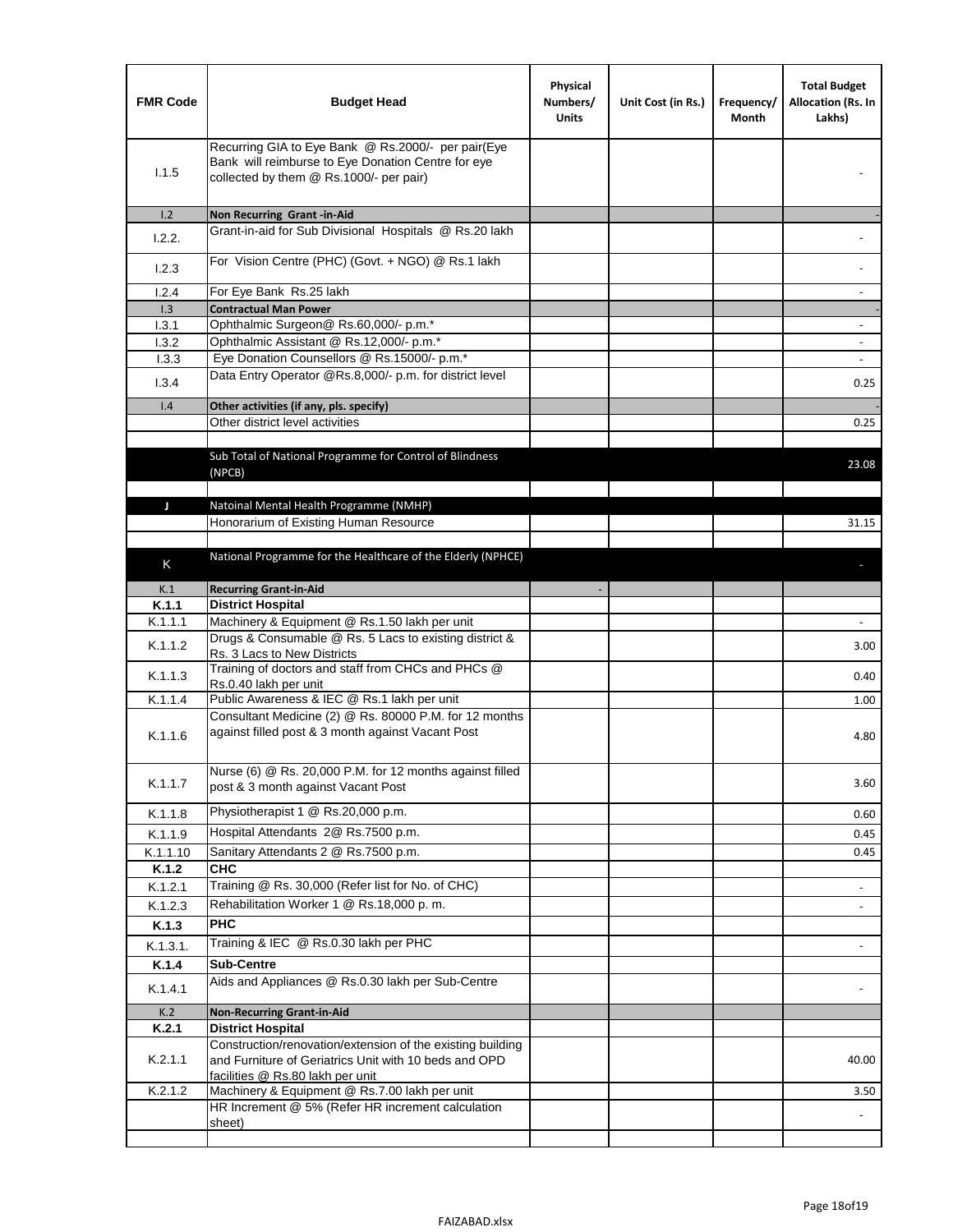| FMR Code | Budget Head | Physical Numbers/ Units | Unit Cost (in Rs.) | Frequency/ Month | Total Budget Allocation (Rs. In Lakhs) |
|---|---|---|---|---|---|
| I.1.5 | Recurring GIA to Eye Bank @ Rs.2000/- per pair(Eye Bank will reimburse to Eye Donation Centre for eye collected by them @ Rs.1000/- per pair) | | | | - |
| I.2 | **Non Recurring Grant -in-Aid** | | | | - |
| I.2.2. | Grant-in-aid for Sub Divisional Hospitals @ Rs.20 lakh | | | | - |
| I.2.3 | For Vision Centre (PHC) (Govt. + NGO) @ Rs.1 lakh | | | | - |
| I.2.4 | For Eye Bank Rs.25 lakh | | | | - |
| I.3 | **Contractual Man Power** | | | | - |
| I.3.1 | Ophthalmic Surgeon@ Rs.60,000/- p.m.* | | | | - |
| I.3.2 | Ophthalmic Assistant @ Rs.12,000/- p.m.* | | | | - |
| I.3.3 | Eye Donation Counsellors @ Rs.15000/- p.m.* | | | | - |
| I.3.4 | Data Entry Operator @Rs.8,000/- p.m. for district level | | | | 0.25 |
| I.4 | **Other activities (if any, pls. specify)** | | | | - |
| | Other district level activities | | | | 0.25 |
| | | | | | |
| | Sub Total of National Programme for Control of Blindness (NPCB) | | | | 23.08 |
| | | | | | |
| J | Natoinal Mental Health Programme (NMHP) | | | | |
| | Honorarium of Existing Human Resource | | | | 31.15 |
| | | | | | |
| K | National Programme for the Healthcare of the Elderly (NPHCE) | | | | - |
| K.1 | **Recurring Grant-in-Aid** | - | | | |
| **K.1.1** | **District Hospital** | | | | |
| K.1.1.1 | Machinery & Equipment @ Rs.1.50 lakh per unit | | | | - |
| K.1.1.2 | Drugs & Consumable @ Rs. 5 Lacs to existing district & Rs. 3 Lacs to New Districts | | | | 3.00 |
| K.1.1.3 | Training of doctors and staff from CHCs and PHCs @ Rs.0.40 lakh per unit | | | | 0.40 |
| K.1.1.4 | Public Awareness & IEC @ Rs.1 lakh per unit | | | | 1.00 |
| K.1.1.6 | Consultant Medicine (2) @ Rs. 80000 P.M. for 12 months against filled post & 3 month against Vacant Post | | | | 4.80 |
| K.1.1.7 | Nurse (6) @ Rs. 20,000 P.M. for 12 months against filled post & 3 month against Vacant Post | | | | 3.60 |
| K.1.1.8 | Physiotherapist 1 @ Rs.20,000 p.m. | | | | 0.60 |
| K.1.1.9 | Hospital Attendants 2@ Rs.7500 p.m. | | | | 0.45 |
| K.1.1.10 | Sanitary Attendants 2 @ Rs.7500 p.m. | | | | 0.45 |
| **K.1.2** | **CHC** | | | | |
| K.1.2.1 | Training @ Rs. 30,000 (Refer list for No. of CHC) | | | | - |
| K.1.2.3 | Rehabilitation Worker 1 @ Rs.18,000 p. m. | | | | - |
| **K.1.3** | **PHC** | | | | |
| K.1.3.1. | Training & IEC @ Rs.0.30 lakh per PHC | | | | - |
| **K.1.4** | **Sub-Centre** | | | | |
| K.1.4.1 | Aids and Appliances @ Rs.0.30 lakh per Sub-Centre | | | | - |
| K.2 | **Non-Recurring Grant-in-Aid** | | | | |
| **K.2.1** | **District Hospital** | | | | |
| K.2.1.1 | Construction/renovation/extension of the existing building and Furniture of Geriatrics Unit with 10 beds and OPD facilities @ Rs.80 lakh per unit | | | | 40.00 |
| K.2.1.2 | Machinery & Equipment @ Rs.7.00 lakh per unit | | | | 3.50 |
| | HR Increment @ 5% (Refer HR increment calculation sheet) | | | | - |
| | | | | | |

FAIZABAD.xlsx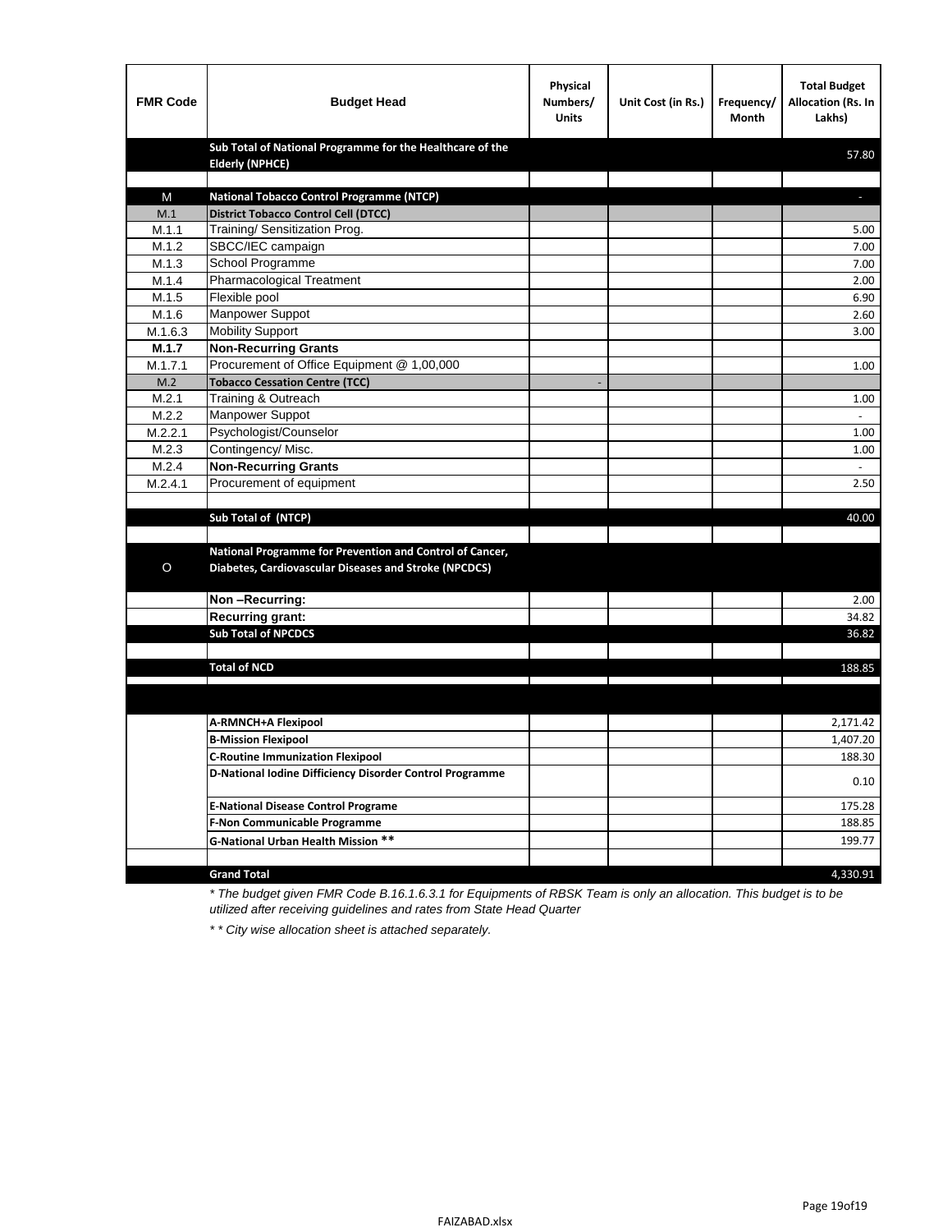| FMR Code | Budget Head | Physical Numbers/ Units | Unit Cost (in Rs.) | Frequency/ Month | Total Budget Allocation (Rs. In Lakhs) |
|---|---|---|---|---|---|
| | **Sub Total of National Programme for the Healthcare of the Elderly (NPHCE)** | | | | 57.80 |
| | | | | | |
| M | **National Tobacco Control Programme (NTCP)** | | | | - |
| M.1 | **District Tobacco Control Cell (DTCC)** | | | | |
| M.1.1 | Training/ Sensitization Prog. | | | | 5.00 |
| M.1.2 | SBCC/IEC campaign | | | | 7.00 |
| M.1.3 | School Programme | | | | 7.00 |
| M.1.4 | Pharmacological Treatment | | | | 2.00 |
| M.1.5 | Flexible pool | | | | 6.90 |
| M.1.6 | Manpower Suppot | | | | 2.60 |
| M.1.6.3 | Mobility Support | | | | 3.00 |
| **M.1.7** | **Non-Recurring Grants** | | | | |
| M.1.7.1 | Procurement of Office Equipment @ 1,00,000 | | | | 1.00 |
| M.2 | **Tobacco Cessation Centre (TCC)** | - | | | |
| M.2.1 | Training & Outreach | | | | 1.00 |
| M.2.2 | Manpower Suppot | | | | - |
| M.2.2.1 | Psychologist/Counselor | | | | 1.00 |
| M.2.3 | Contingency/ Misc. | | | | 1.00 |
| M.2.4 | **Non-Recurring Grants** | | | | - |
| M.2.4.1 | Procurement of equipment | | | | 2.50 |
| | | | | | |
| | **Sub Total of (NTCP)** | | | | 40.00 |
| | | | | | |
| O | **National Programme for Prevention and Control of Cancer, Diabetes, Cardiovascular Diseases and Stroke (NPCDCS)** | | | | |
| | **Non –Recurring:** | | | | 2.00 |
| | **Recurring grant:** | | | | 34.82 |
| | **Sub Total of NPCDCS** | | | | 36.82 |
| | | | | | |
| | **Total of NCD** | | | | 188.85 |
| | | | | | |
| | **A-RMNCH+A Flexipool** | | | | 2,171.42 |
| | **B-Mission Flexipool** | | | | 1,407.20 |
| | **C-Routine Immunization Flexipool** | | | | 188.30 |
| | **D-National Iodine Difficiency Disorder Control Programme** | | | | 0.10 |
| | **E-National Disease Control Programe** | | | | 175.28 |
| | **F-Non Communicable Programme** | | | | 188.85 |
| | **G-National Urban Health Mission \*\*** | | | | 199.77 |
| | | | | | |
| | **Grand Total** | | | | 4,330.91 |

*\* The budget given FMR Code B.16.1.6.3.1 for Equipments of RBSK Team is only an allocation. This budget is to be utilized after receiving guidelines and rates from State Head Quarter*

*\* \* City wise allocation sheet is attached separately.*